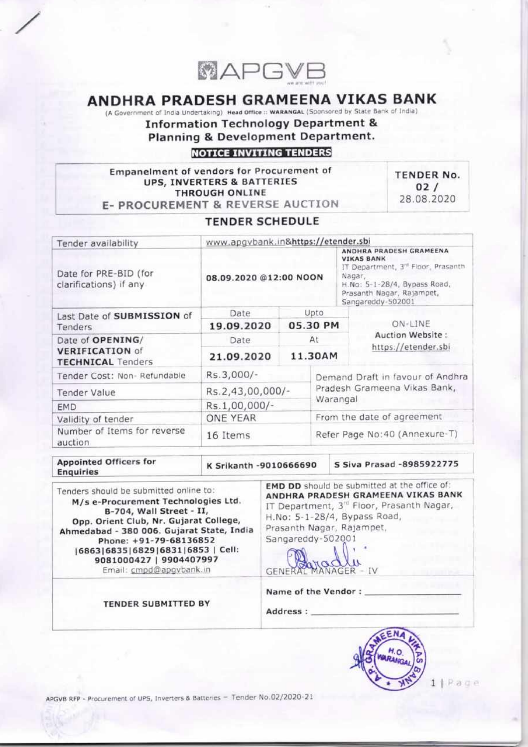APGVB

# ANDHRA PRADESH GRAMEENA VIKAS BANK

(A Government of India Undertaking) **Head Office :: WARANGAL** (Sponsored by State Bank of India)

## Information Technology Department & Planning & Development Department.

**NOTICE INVITING TENDERS**

| Empanelment of vendors for Procurement of UPS, INVERTERS & BATTERIES THROUGH ONLINE E- PROCUREMENT & REVERSE AUCTION | TENDER No. 02 / 28.08.2020 |
|---|---|

## TENDER SCHEDULE

| Tender availability | www.apgvbank.in&https://etender.sbi | | |
|---|---|---|---|
| Date for PRE-BID (for clarifications) if any | 08.09.2020 @12:00 NOON | | ANDHRA PRADESH GRAMEENA VIKAS BANK IT Department, 3rd Floor, Prasanth Nagar, H.No: 5-1-28/4, Bypass Road, Prasanth Nagar, Rajampet, Sangareddy-502001 |
| Last Date of **SUBMISSION** of Tenders | Date **19.09.2020** | Upto **05.30 PM** | ON-LINE Auction Website : https://etender.sbi |
| Date of **OPENING/ VERIFICATION** of **TECHNICAL** Tenders | Date **21.09.2020** | At **11.30AM** | |
| Tender Cost: Non- Refundable | Rs.3,000/- | | Demand Draft in favour of Andhra Pradesh Grameena Vikas Bank, Warangal |
| Tender Value | Rs.2,43,00,000/- | | |
| EMD | Rs.1,00,000/- | | |
| Validity of tender | ONE YEAR | | From the date of agreement |
| Number of Items for reverse auction | 16 Items | | Refer Page No:40 (Annexure-T) |

| **Appointed Officers for Enquiries** | **K Srikanth -9010666690** | **S Siva Prasad -8985922775** |
|---|---|---|

| Tenders should be submitted online to: **M/s e-Procurement Technologies Ltd. B-704, Wall Street - II, Opp. Orient Club, Nr. Gujarat College, Ahmedabad - 380 006. Gujarat State, India Phone: +91-79-68136852 \|6863\|6835\|6829\|6831\|6853 \| Cell: 9081000427 \| 9904407997** Email: cmpd@apgvbank.in | **EMD DD** should be submitted at the office of: **ANDHRA PRADESH GRAMEENA VIKAS BANK** IT Department, 3rd Floor, Prasanth Nagar, H.No: 5-1-28/4, Bypass Road, Prasanth Nagar, Rajampet, Sangareddy-502001 GENERAL MANAGER - IV |
|---|---|
| **TENDER SUBMITTED BY** | **Name of the Vendor :** ______________ **Address :** ______________ |

APGVB RFP - Procurement of UPS, Inverters & Batteries – Tender No.02/2020-21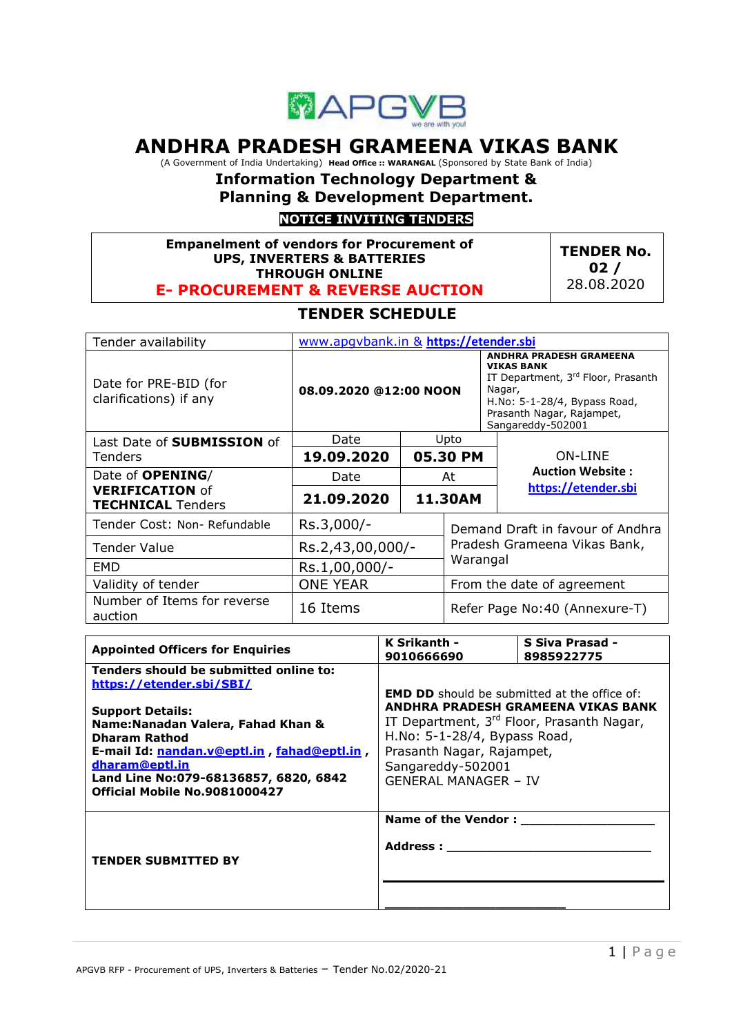APGVB
we are with you!

# ANDHRA PRADESH GRAMEENA VIKAS BANK

(A Government of India Undertaking) **Head Office :: WARANGAL** (Sponsored by State Bank of India)

## Information Technology Department & Planning & Development Department.

**NOTICE INVITING TENDERS**

| **Empanelment of vendors for Procurement of UPS, INVERTERS & BATTERIES THROUGH ONLINE** **E- PROCUREMENT & REVERSE AUCTION** | **TENDER No. 02 /** 28.08.2020 |
|---|---|

## TENDER SCHEDULE

| | | | |
|---|---|---|---|
| Tender availability | www.apgvbank.in & **https://etender.sbi** | | |
| Date for PRE-BID (for clarifications) if any | **08.09.2020 @12:00 NOON** | | **ANDHRA PRADESH GRAMEENA VIKAS BANK** IT Department, 3rd Floor, Prasanth Nagar, H.No: 5-1-28/4, Bypass Road, Prasanth Nagar, Rajampet, Sangareddy-502001 |
| Last Date of **SUBMISSION** of Tenders | Date **19.09.2020** | Upto **05.30 PM** | ON-LINE **Auction Website :** **https://etender.sbi** |
| Date of **OPENING**/ **VERIFICATION** of **TECHNICAL** Tenders | Date **21.09.2020** | At **11.30AM** | |
| Tender Cost: Non- Refundable | Rs.3,000/- | Demand Draft in favour of Andhra Pradesh Grameena Vikas Bank, Warangal | |
| Tender Value | Rs.2,43,00,000/- | | |
| EMD | Rs.1,00,000/- | | |
| Validity of tender | ONE YEAR | From the date of agreement | |
| Number of Items for reverse auction | 16 Items | Refer Page No:40 (Annexure-T) | |

| **Appointed Officers for Enquiries** | **K Srikanth - 9010666690** | **S Siva Prasad - 8985922775** |
|---|---|---|
| **Tenders should be submitted online to:** **https://etender.sbi/SBI/** <br><br> **Support Details:** **Name:Nanadan Valera, Fahad Khan & Dharam Rathod** **E-mail Id: nandan.v@eptl.in , fahad@eptl.in , dharam@eptl.in** **Land Line No:079-68136857, 6820, 6842** **Official Mobile No.9081000427** | **EMD DD** should be submitted at the office of: **ANDHRA PRADESH GRAMEENA VIKAS BANK** IT Department, 3rd Floor, Prasanth Nagar, H.No: 5-1-28/4, Bypass Road, Prasanth Nagar, Rajampet, Sangareddy-502001 GENERAL MANAGER – IV | |
| **TENDER SUBMITTED BY** | **Name of the Vendor :** ________________ <br><br> **Address :** ________________________ <br> ________________________ <br> ________________________ | |

APGVB RFP - Procurement of UPS, Inverters & Batteries – Tender No.02/2020-21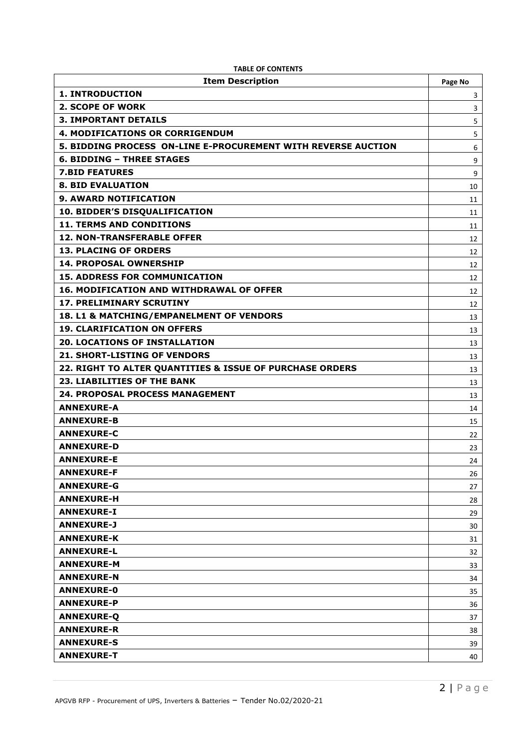**TABLE OF CONTENTS**

| Item Description | Page No |
|---|---|
| **1. INTRODUCTION** | 3 |
| **2. SCOPE OF WORK** | 3 |
| **3. IMPORTANT DETAILS** | 5 |
| **4. MODIFICATIONS OR CORRIGENDUM** | 5 |
| **5. BIDDING PROCESS ON-LINE E-PROCUREMENT WITH REVERSE AUCTION** | 6 |
| **6. BIDDING – THREE STAGES** | 9 |
| **7.BID FEATURES** | 9 |
| **8. BID EVALUATION** | 10 |
| **9. AWARD NOTIFICATION** | 11 |
| **10. BIDDER'S DISQUALIFICATION** | 11 |
| **11. TERMS AND CONDITIONS** | 11 |
| **12. NON-TRANSFERABLE OFFER** | 12 |
| **13. PLACING OF ORDERS** | 12 |
| **14. PROPOSAL OWNERSHIP** | 12 |
| **15. ADDRESS FOR COMMUNICATION** | 12 |
| **16. MODIFICATION AND WITHDRAWAL OF OFFER** | 12 |
| **17. PRELIMINARY SCRUTINY** | 12 |
| **18. L1 & MATCHING/EMPANELMENT OF VENDORS** | 13 |
| **19. CLARIFICATION ON OFFERS** | 13 |
| **20. LOCATIONS OF INSTALLATION** | 13 |
| **21. SHORT-LISTING OF VENDORS** | 13 |
| **22. RIGHT TO ALTER QUANTITIES & ISSUE OF PURCHASE ORDERS** | 13 |
| **23. LIABILITIES OF THE BANK** | 13 |
| **24. PROPOSAL PROCESS MANAGEMENT** | 13 |
| **ANNEXURE-A** | 14 |
| **ANNEXURE-B** | 15 |
| **ANNEXURE-C** | 22 |
| **ANNEXURE-D** | 23 |
| **ANNEXURE-E** | 24 |
| **ANNEXURE-F** | 26 |
| **ANNEXURE-G** | 27 |
| **ANNEXURE-H** | 28 |
| **ANNEXURE-I** | 29 |
| **ANNEXURE-J** | 30 |
| **ANNEXURE-K** | 31 |
| **ANNEXURE-L** | 32 |
| **ANNEXURE-M** | 33 |
| **ANNEXURE-N** | 34 |
| **ANNEXURE-0** | 35 |
| **ANNEXURE-P** | 36 |
| **ANNEXURE-Q** | 37 |
| **ANNEXURE-R** | 38 |
| **ANNEXURE-S** | 39 |
| **ANNEXURE-T** | 40 |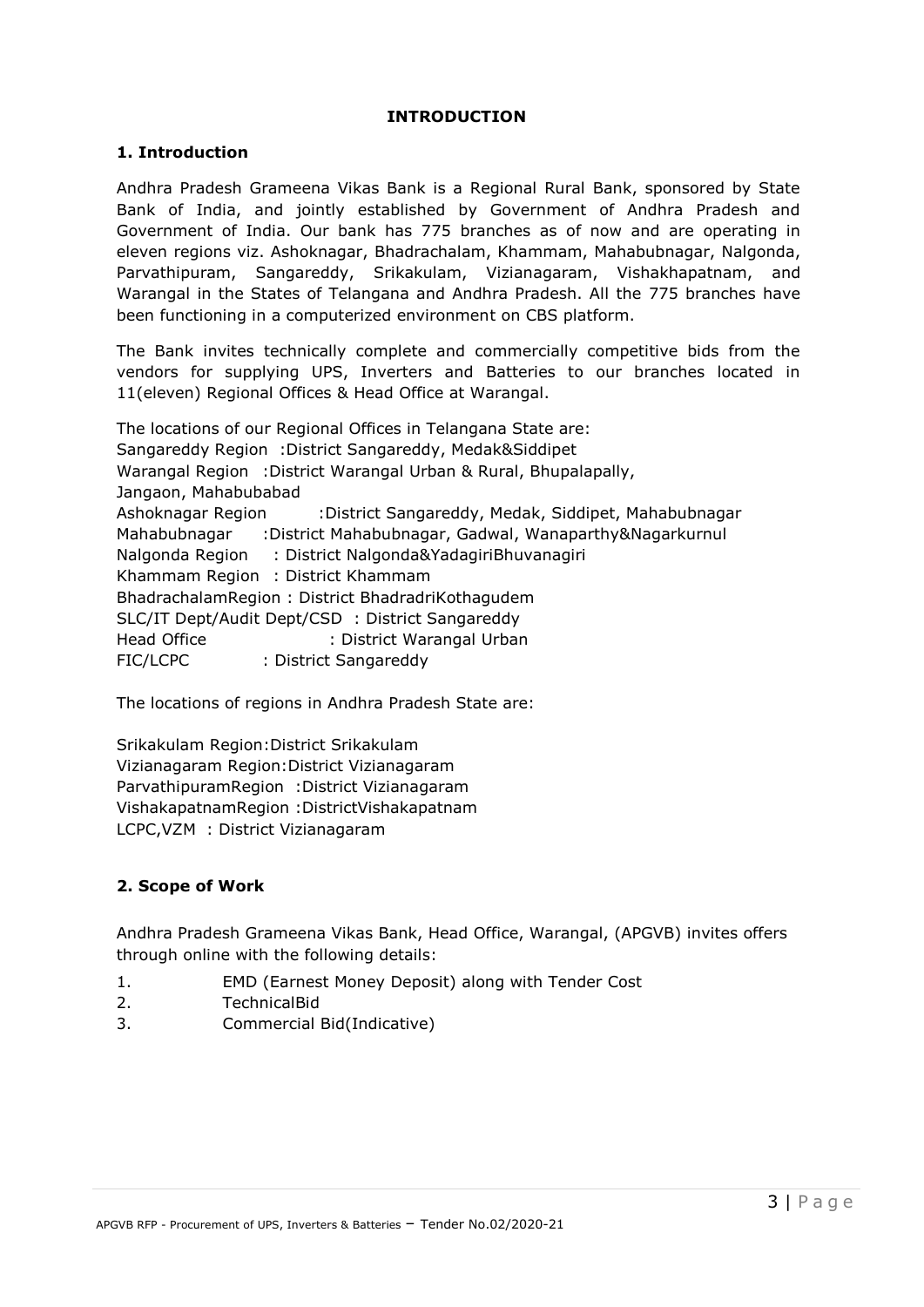# INTRODUCTION

## 1. Introduction

Andhra Pradesh Grameena Vikas Bank is a Regional Rural Bank, sponsored by State Bank of India, and jointly established by Government of Andhra Pradesh and Government of India. Our bank has 775 branches as of now and are operating in eleven regions viz. Ashoknagar, Bhadrachalam, Khammam, Mahabubnagar, Nalgonda, Parvathipuram, Sangareddy, Srikakulam, Vizianagaram, Vishakhapatnam, and Warangal in the States of Telangana and Andhra Pradesh. All the 775 branches have been functioning in a computerized environment on CBS platform.

The Bank invites technically complete and commercially competitive bids from the vendors for supplying UPS, Inverters and Batteries to our branches located in 11(eleven) Regional Offices & Head Office at Warangal.

The locations of our Regional Offices in Telangana State are:
Sangareddy Region :District Sangareddy, Medak&Siddipet
Warangal Region :District Warangal Urban & Rural, Bhupalapally, Jangaon, Mahabubabad
Ashoknagar Region :District Sangareddy, Medak, Siddipet, Mahabubnagar
Mahabubnagar :District Mahabubnagar, Gadwal, Wanaparthy&Nagarkurnul
Nalgonda Region : District Nalgonda&YadagiriBhuvanagiri
Khammam Region : District Khammam
BhadrachalamRegion : District BhadradriKothagudem
SLC/IT Dept/Audit Dept/CSD : District Sangareddy
Head Office : District Warangal Urban
FIC/LCPC : District Sangareddy

The locations of regions in Andhra Pradesh State are:

Srikakulam Region:District Srikakulam
Vizianagaram Region:District Vizianagaram
ParvathipuramRegion :District Vizianagaram
VishakapatnamRegion :DistrictVishakapatnam
LCPC,VZM : District Vizianagaram

## 2. Scope of Work

Andhra Pradesh Grameena Vikas Bank, Head Office, Warangal, (APGVB) invites offers through online with the following details:

1. EMD (Earnest Money Deposit) along with Tender Cost
2. TechnicalBid
3. Commercial Bid(Indicative)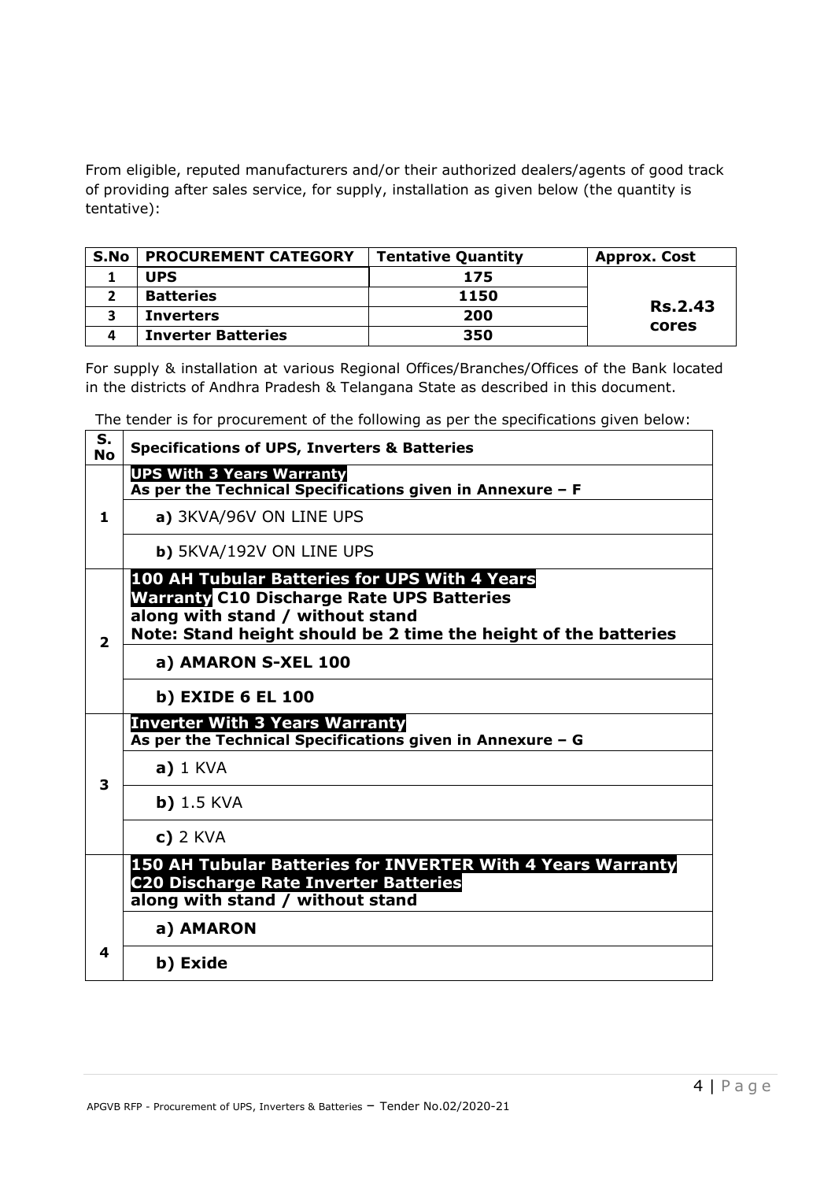From eligible, reputed manufacturers and/or their authorized dealers/agents of good track of providing after sales service, for supply, installation as given below (the quantity is tentative):

| S.No | PROCUREMENT CATEGORY | Tentative Quantity | Approx. Cost |
|---|---|---|---|
| 1 | UPS | 175 | Rs.2.43 cores |
| 2 | Batteries | 1150 | |
| 3 | Inverters | 200 | |
| 4 | Inverter Batteries | 350 | |

For supply & installation at various Regional Offices/Branches/Offices of the Bank located in the districts of Andhra Pradesh & Telangana State as described in this document.

The tender is for procurement of the following as per the specifications given below:

| S. No | Specifications of UPS, Inverters & Batteries |
|---|---|
| 1 | **UPS With 3 Years Warranty** **As per the Technical Specifications given in Annexure – F** |
| | **a)** 3KVA/96V ON LINE UPS |
| | **b)** 5KVA/192V ON LINE UPS |
| 2 | **100 AH Tubular Batteries for UPS With 4 Years Warranty C10 Discharge Rate UPS Batteries along with stand / without stand** **Note: Stand height should be 2 time the height of the batteries** |
| | **a) AMARON S-XEL 100** |
| | **b) EXIDE 6 EL 100** |
| 3 | **Inverter With 3 Years Warranty** **As per the Technical Specifications given in Annexure – G** |
| | **a)** 1 KVA |
| | **b)** 1.5 KVA |
| | **c)** 2 KVA |
| 4 | **150 AH Tubular Batteries for INVERTER With 4 Years Warranty C20 Discharge Rate Inverter Batteries along with stand / without stand** |
| | **a) AMARON** |
| | **b) Exide** |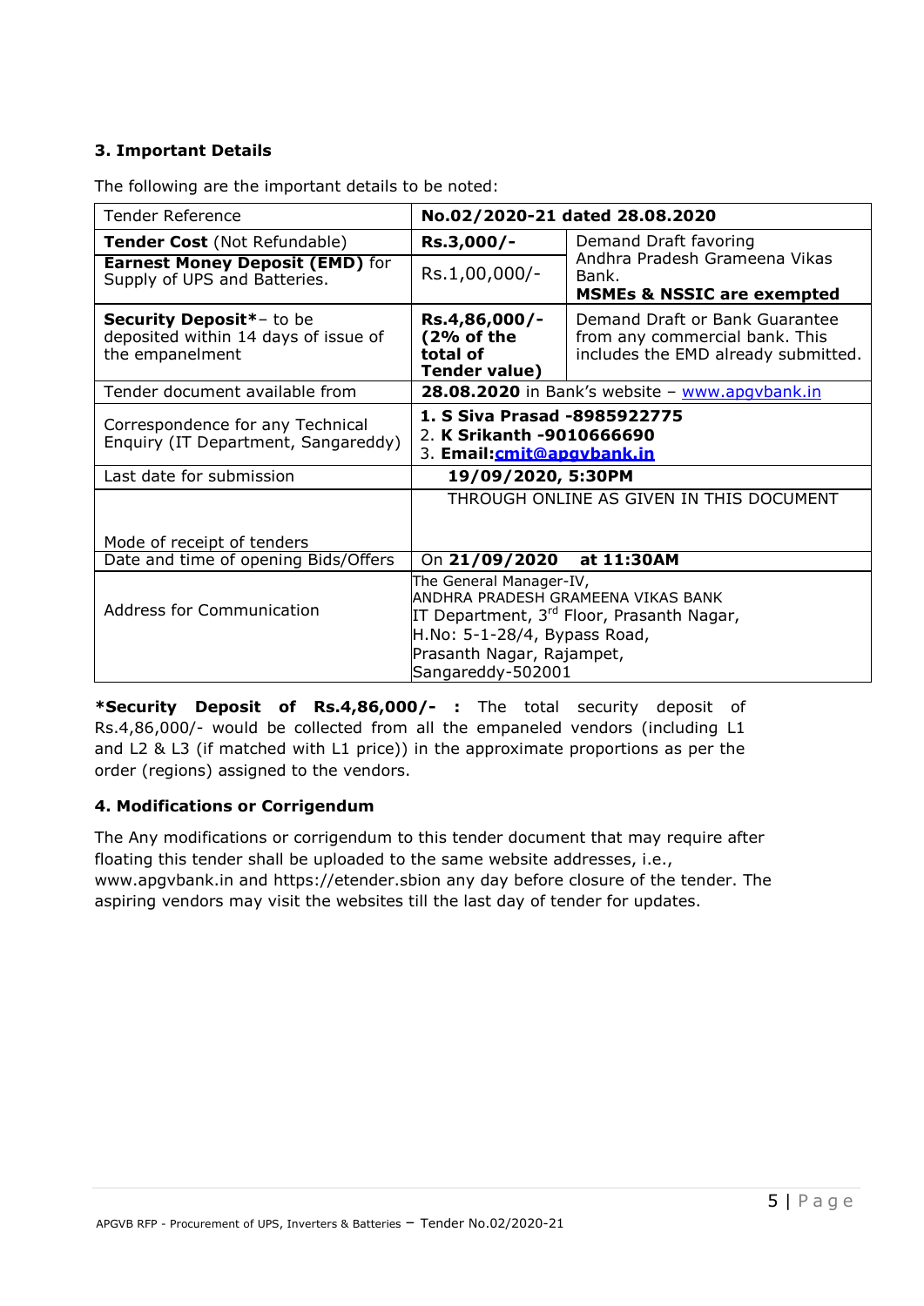### 3. Important Details

The following are the important details to be noted:

| Tender Reference | **No.02/2020-21 dated 28.08.2020** | |
|---|---|---|
| **Tender Cost** (Not Refundable) | **Rs.3,000/-** | Demand Draft favoring Andhra Pradesh Grameena Vikas Bank. **MSMEs & NSSIC are exempted** |
| **Earnest Money Deposit (EMD)** for Supply of UPS and Batteries. | Rs.1,00,000/- | |
| **Security Deposit***– to be deposited within 14 days of issue of the empanelment | **Rs.4,86,000/- (2% of the total of Tender value)** | Demand Draft or Bank Guarantee from any commercial bank. This includes the EMD already submitted. |
| Tender document available from | **28.08.2020** in Bank's website – www.apgvbank.in | |
| Correspondence for any Technical Enquiry (IT Department, Sangareddy) | **1. S Siva Prasad -8985922775**<br>2. **K Srikanth -9010666690**<br>3. **Email:cmit@apgvbank.in** | |
| Last date for submission | **19/09/2020, 5:30PM** | |
| Mode of receipt of tenders | THROUGH ONLINE AS GIVEN IN THIS DOCUMENT | |
| Date and time of opening Bids/Offers | On **21/09/2020 at 11:30AM** | |
| Address for Communication | The General Manager-IV,<br>ANDHRA PRADESH GRAMEENA VIKAS BANK<br>IT Department, 3rd Floor, Prasanth Nagar,<br>H.No: 5-1-28/4, Bypass Road,<br>Prasanth Nagar, Rajampet,<br>Sangareddy-502001 | |

***Security Deposit of Rs.4,86,000/- :** The total security deposit of Rs.4,86,000/- would be collected from all the empaneled vendors (including L1 and L2 & L3 (if matched with L1 price)) in the approximate proportions as per the order (regions) assigned to the vendors.

### 4. Modifications or Corrigendum

The Any modifications or corrigendum to this tender document that may require after floating this tender shall be uploaded to the same website addresses, i.e., www.apgvbank.in and https://etender.sbion any day before closure of the tender. The aspiring vendors may visit the websites till the last day of tender for updates.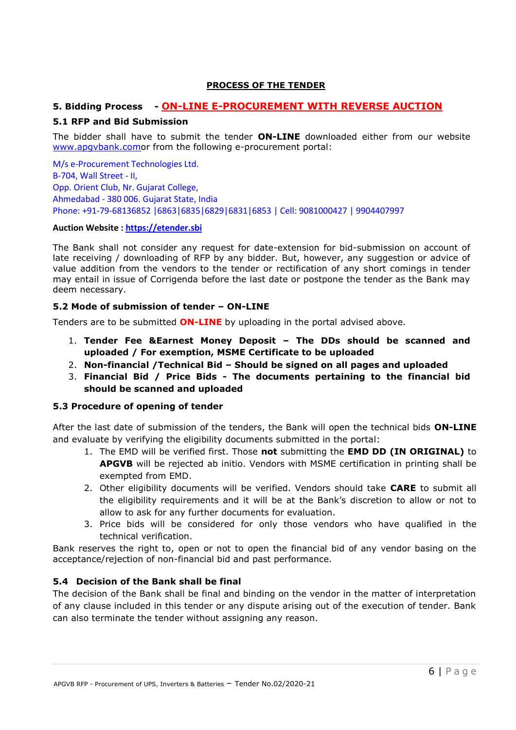## PROCESS OF THE TENDER

### 5. Bidding Process - ON-LINE E-PROCUREMENT WITH REVERSE AUCTION

#### 5.1 RFP and Bid Submission

The bidder shall have to submit the tender **ON-LINE** downloaded either from our website www.apgvbank.comor from the following e-procurement portal:

M/s e-Procurement Technologies Ltd.
B-704, Wall Street - II,
Opp. Orient Club, Nr. Gujarat College,
Ahmedabad - 380 006. Gujarat State, India
Phone: +91-79-68136852 |6863|6835|6829|6831|6853 | Cell: 9081000427 | 9904407997

**Auction Website : https://etender.sbi**

The Bank shall not consider any request for date-extension for bid-submission on account of late receiving / downloading of RFP by any bidder. But, however, any suggestion or advice of value addition from the vendors to the tender or rectification of any short comings in tender may entail in issue of Corrigenda before the last date or postpone the tender as the Bank may deem necessary.

#### 5.2 Mode of submission of tender – ON-LINE

Tenders are to be submitted **ON-LINE** by uploading in the portal advised above.

1. **Tender Fee &Earnest Money Deposit – The DDs should be scanned and uploaded / For exemption, MSME Certificate to be uploaded**
2. **Non-financial /Technical Bid – Should be signed on all pages and uploaded**
3. **Financial Bid / Price Bids - The documents pertaining to the financial bid should be scanned and uploaded**

#### 5.3 Procedure of opening of tender

After the last date of submission of the tenders, the Bank will open the technical bids **ON-LINE** and evaluate by verifying the eligibility documents submitted in the portal:

1. The EMD will be verified first. Those **not** submitting the **EMD DD (IN ORIGINAL)** to **APGVB** will be rejected ab initio. Vendors with MSME certification in printing shall be exempted from EMD.
2. Other eligibility documents will be verified. Vendors should take **CARE** to submit all the eligibility requirements and it will be at the Bank's discretion to allow or not to allow to ask for any further documents for evaluation.
3. Price bids will be considered for only those vendors who have qualified in the technical verification.

Bank reserves the right to, open or not to open the financial bid of any vendor basing on the acceptance/rejection of non-financial bid and past performance.

#### 5.4 Decision of the Bank shall be final

The decision of the Bank shall be final and binding on the vendor in the matter of interpretation of any clause included in this tender or any dispute arising out of the execution of tender. Bank can also terminate the tender without assigning any reason.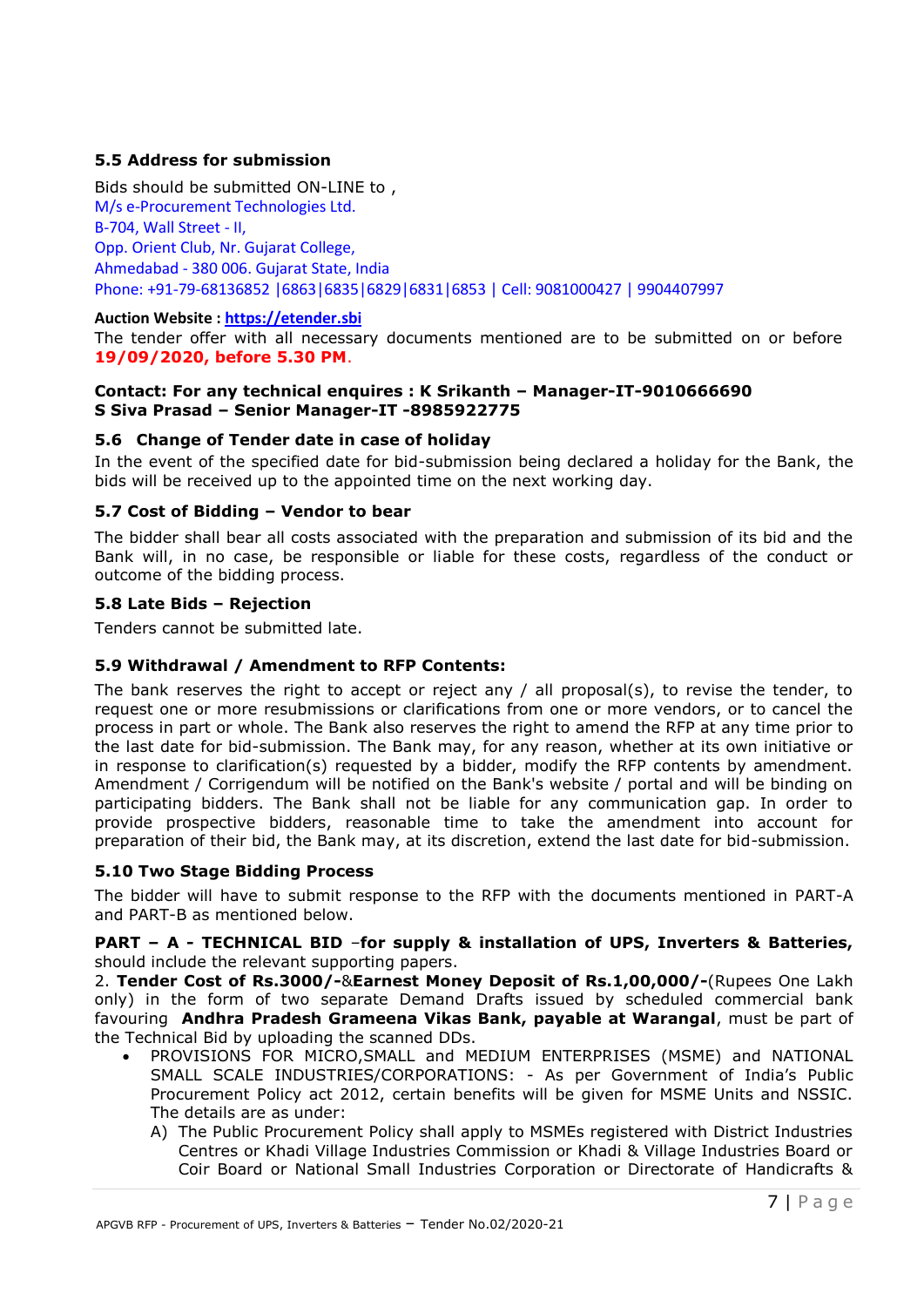### 5.5 Address for submission

Bids should be submitted ON-LINE to ,
M/s e-Procurement Technologies Ltd.
B-704, Wall Street - II,
Opp. Orient Club, Nr. Gujarat College,
Ahmedabad - 380 006. Gujarat State, India
Phone: +91-79-68136852 |6863|6835|6829|6831|6853 | Cell: 9081000427 | 9904407997

**Auction Website : https://etender.sbi**

The tender offer with all necessary documents mentioned are to be submitted on or before **19/09/2020, before 5.30 PM**.

**Contact: For any technical enquires : K Srikanth – Manager-IT-9010666690**
**S Siva Prasad – Senior Manager-IT -8985922775**

### 5.6 Change of Tender date in case of holiday

In the event of the specified date for bid-submission being declared a holiday for the Bank, the bids will be received up to the appointed time on the next working day.

### 5.7 Cost of Bidding – Vendor to bear

The bidder shall bear all costs associated with the preparation and submission of its bid and the Bank will, in no case, be responsible or liable for these costs, regardless of the conduct or outcome of the bidding process.

### 5.8 Late Bids – Rejection

Tenders cannot be submitted late.

### 5.9 Withdrawal / Amendment to RFP Contents:

The bank reserves the right to accept or reject any / all proposal(s), to revise the tender, to request one or more resubmissions or clarifications from one or more vendors, or to cancel the process in part or whole. The Bank also reserves the right to amend the RFP at any time prior to the last date for bid-submission. The Bank may, for any reason, whether at its own initiative or in response to clarification(s) requested by a bidder, modify the RFP contents by amendment. Amendment / Corrigendum will be notified on the Bank's website / portal and will be binding on participating bidders. The Bank shall not be liable for any communication gap. In order to provide prospective bidders, reasonable time to take the amendment into account for preparation of their bid, the Bank may, at its discretion, extend the last date for bid-submission.

### 5.10 Two Stage Bidding Process

The bidder will have to submit response to the RFP with the documents mentioned in PART-A and PART-B as mentioned below.

**PART – A - TECHNICAL BID** –**for supply & installation of UPS, Inverters & Batteries,** should include the relevant supporting papers.

2. **Tender Cost of Rs.3000/-**&**Earnest Money Deposit of Rs.1,00,000/-**(Rupees One Lakh only) in the form of two separate Demand Drafts issued by scheduled commercial bank favouring **Andhra Pradesh Grameena Vikas Bank, payable at Warangal**, must be part of the Technical Bid by uploading the scanned DDs.

- PROVISIONS FOR MICRO,SMALL and MEDIUM ENTERPRISES (MSME) and NATIONAL SMALL SCALE INDUSTRIES/CORPORATIONS: - As per Government of India's Public Procurement Policy act 2012, certain benefits will be given for MSME Units and NSSIC. The details are as under:
  A) The Public Procurement Policy shall apply to MSMEs registered with District Industries Centres or Khadi Village Industries Commission or Khadi & Village Industries Board or Coir Board or National Small Industries Corporation or Directorate of Handicrafts &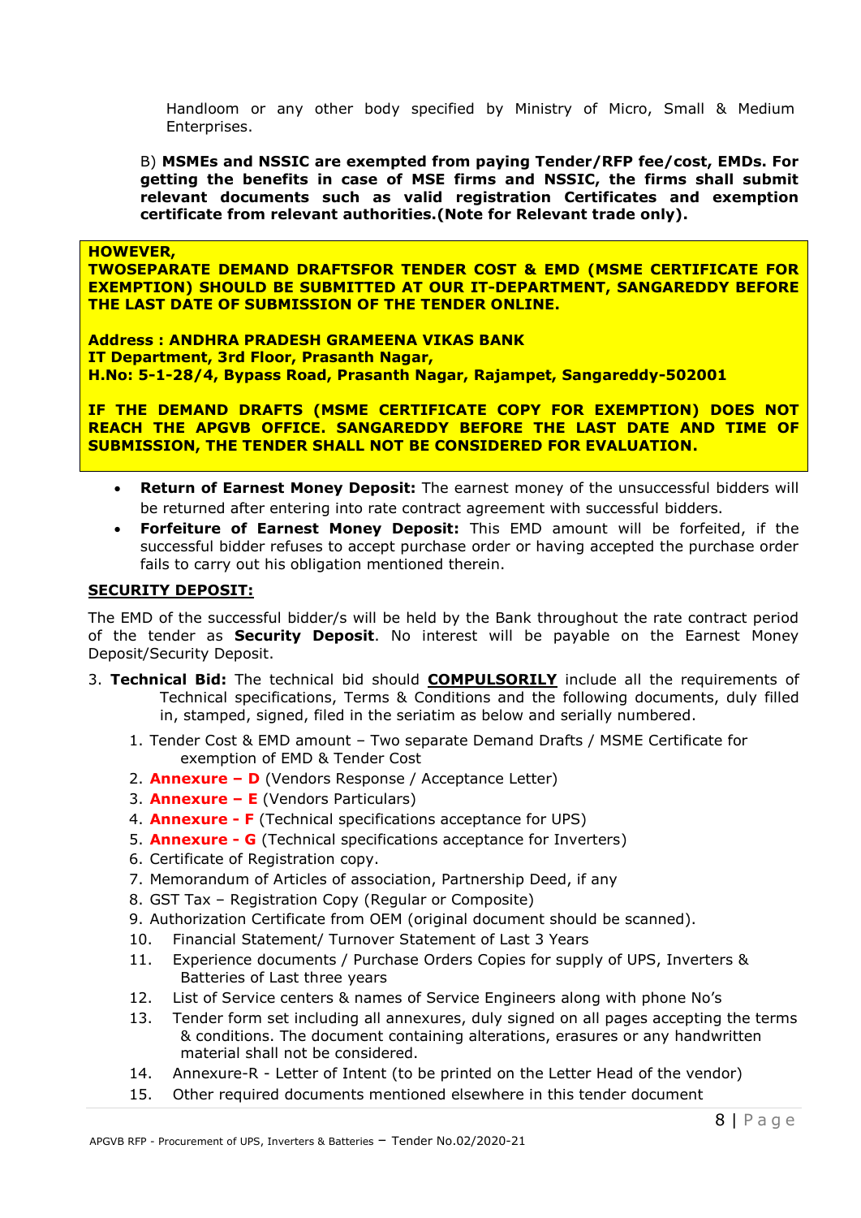Handloom or any other body specified by Ministry of Micro, Small & Medium Enterprises.

B) **MSMEs and NSSIC are exempted from paying Tender/RFP fee/cost, EMDs. For getting the benefits in case of MSE firms and NSSIC, the firms shall submit relevant documents such as valid registration Certificates and exemption certificate from relevant authorities.(Note for Relevant trade only).**

**HOWEVER,**
**TWOSEPARATE DEMAND DRAFTSFOR TENDER COST & EMD (MSME CERTIFICATE FOR EXEMPTION) SHOULD BE SUBMITTED AT OUR IT-DEPARTMENT, SANGAREDDY BEFORE THE LAST DATE OF SUBMISSION OF THE TENDER ONLINE.**

**Address : ANDHRA PRADESH GRAMEENA VIKAS BANK**
**IT Department, 3rd Floor, Prasanth Nagar,**
**H.No: 5-1-28/4, Bypass Road, Prasanth Nagar, Rajampet, Sangareddy-502001**

**IF THE DEMAND DRAFTS (MSME CERTIFICATE COPY FOR EXEMPTION) DOES NOT REACH THE APGVB OFFICE. SANGAREDDY BEFORE THE LAST DATE AND TIME OF SUBMISSION, THE TENDER SHALL NOT BE CONSIDERED FOR EVALUATION.**

- **Return of Earnest Money Deposit:** The earnest money of the unsuccessful bidders will be returned after entering into rate contract agreement with successful bidders.
- **Forfeiture of Earnest Money Deposit:** This EMD amount will be forfeited, if the successful bidder refuses to accept purchase order or having accepted the purchase order fails to carry out his obligation mentioned therein.

**SECURITY DEPOSIT:**

The EMD of the successful bidder/s will be held by the Bank throughout the rate contract period of the tender as **Security Deposit**. No interest will be payable on the Earnest Money Deposit/Security Deposit.

3. **Technical Bid:** The technical bid should **COMPULSORILY** include all the requirements of Technical specifications, Terms & Conditions and the following documents, duly filled in, stamped, signed, filed in the seriatim as below and serially numbered.
    1. Tender Cost & EMD amount – Two separate Demand Drafts / MSME Certificate for exemption of EMD & Tender Cost
    2. **Annexure – D** (Vendors Response / Acceptance Letter)
    3. **Annexure – E** (Vendors Particulars)
    4. **Annexure - F** (Technical specifications acceptance for UPS)
    5. **Annexure - G** (Technical specifications acceptance for Inverters)
    6. Certificate of Registration copy.
    7. Memorandum of Articles of association, Partnership Deed, if any
    8. GST Tax – Registration Copy (Regular or Composite)
    9. Authorization Certificate from OEM (original document should be scanned).
    10. Financial Statement/ Turnover Statement of Last 3 Years
    11. Experience documents / Purchase Orders Copies for supply of UPS, Inverters & Batteries of Last three years
    12. List of Service centers & names of Service Engineers along with phone No's
    13. Tender form set including all annexures, duly signed on all pages accepting the terms & conditions. The document containing alterations, erasures or any handwritten material shall not be considered.
    14. Annexure-R - Letter of Intent (to be printed on the Letter Head of the vendor)
    15. Other required documents mentioned elsewhere in this tender document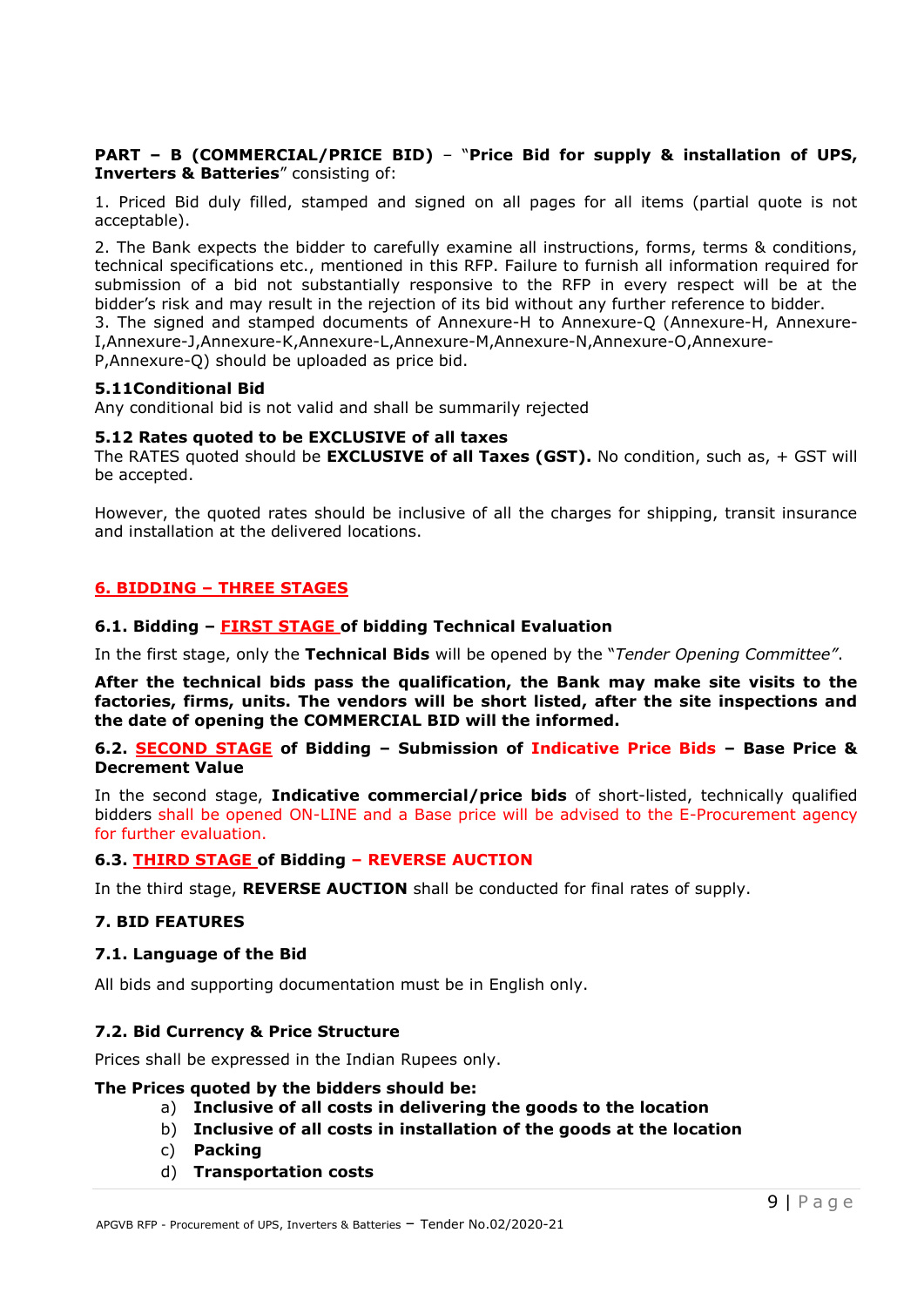**PART – B (COMMERCIAL/PRICE BID)** – "**Price Bid for supply & installation of UPS, Inverters & Batteries**" consisting of:

1. Priced Bid duly filled, stamped and signed on all pages for all items (partial quote is not acceptable).

2. The Bank expects the bidder to carefully examine all instructions, forms, terms & conditions, technical specifications etc., mentioned in this RFP. Failure to furnish all information required for submission of a bid not substantially responsive to the RFP in every respect will be at the bidder's risk and may result in the rejection of its bid without any further reference to bidder.
3. The signed and stamped documents of Annexure-H to Annexure-Q (Annexure-H, Annexure-I,Annexure-J,Annexure-K,Annexure-L,Annexure-M,Annexure-N,Annexure-O,Annexure-P,Annexure-Q) should be uploaded as price bid.

### 5.11Conditional Bid

Any conditional bid is not valid and shall be summarily rejected

### 5.12 Rates quoted to be EXCLUSIVE of all taxes

The RATES quoted should be **EXCLUSIVE of all Taxes (GST).** No condition, such as, + GST will be accepted.

However, the quoted rates should be inclusive of all the charges for shipping, transit insurance and installation at the delivered locations.

## 6. BIDDING – THREE STAGES

### 6.1. Bidding – FIRST STAGE of bidding Technical Evaluation

In the first stage, only the **Technical Bids** will be opened by the "*Tender Opening Committee"*.

**After the technical bids pass the qualification, the Bank may make site visits to the factories, firms, units. The vendors will be short listed, after the site inspections and the date of opening the COMMERCIAL BID will the informed.**

### 6.2. SECOND STAGE of Bidding – Submission of Indicative Price Bids – Base Price & Decrement Value

In the second stage, **Indicative commercial/price bids** of short-listed, technically qualified bidders shall be opened ON-LINE and a Base price will be advised to the E-Procurement agency for further evaluation.

### 6.3. THIRD STAGE of Bidding – REVERSE AUCTION

In the third stage, **REVERSE AUCTION** shall be conducted for final rates of supply.

## 7. BID FEATURES

### 7.1. Language of the Bid

All bids and supporting documentation must be in English only.

### 7.2. Bid Currency & Price Structure

Prices shall be expressed in the Indian Rupees only.

**The Prices quoted by the bidders should be:**

a) **Inclusive of all costs in delivering the goods to the location**
b) **Inclusive of all costs in installation of the goods at the location**
c) **Packing**
d) **Transportation costs**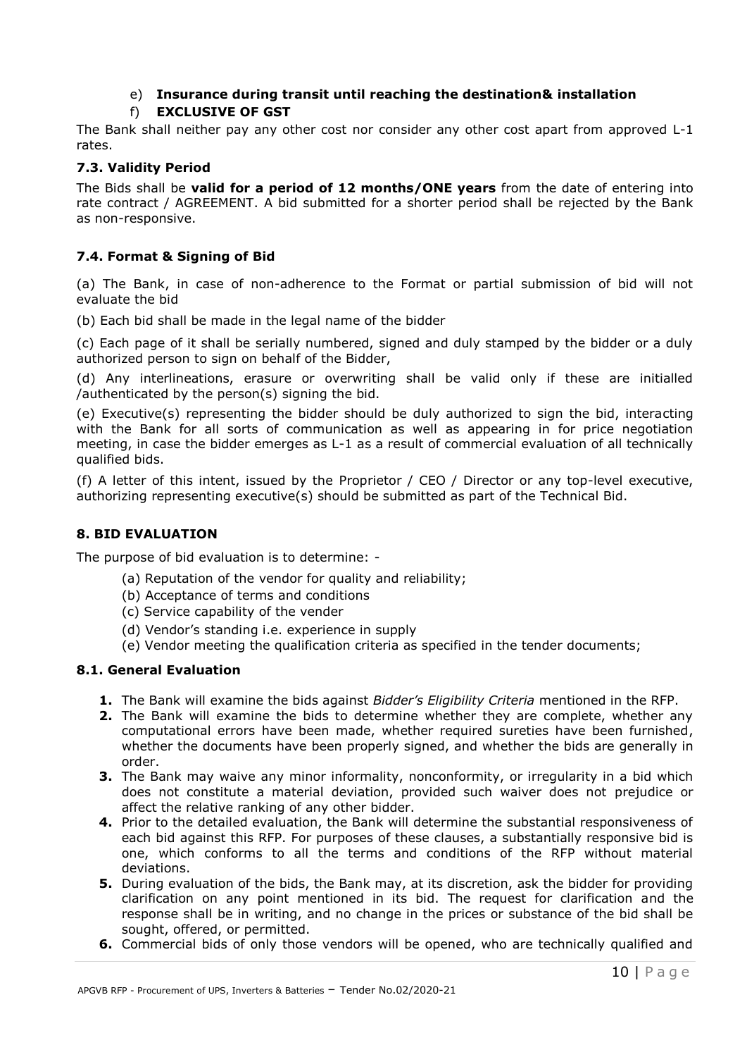e) **Insurance during transit until reaching the destination& installation**

f) **EXCLUSIVE OF GST**

The Bank shall neither pay any other cost nor consider any other cost apart from approved L-1 rates.

### 7.3. Validity Period

The Bids shall be **valid for a period of 12 months/ONE years** from the date of entering into rate contract / AGREEMENT. A bid submitted for a shorter period shall be rejected by the Bank as non-responsive.

### 7.4. Format & Signing of Bid

(a) The Bank, in case of non-adherence to the Format or partial submission of bid will not evaluate the bid

(b) Each bid shall be made in the legal name of the bidder

(c) Each page of it shall be serially numbered, signed and duly stamped by the bidder or a duly authorized person to sign on behalf of the Bidder,

(d) Any interlineations, erasure or overwriting shall be valid only if these are initialled /authenticated by the person(s) signing the bid.

(e) Executive(s) representing the bidder should be duly authorized to sign the bid, interacting with the Bank for all sorts of communication as well as appearing in for price negotiation meeting, in case the bidder emerges as L-1 as a result of commercial evaluation of all technically qualified bids.

(f) A letter of this intent, issued by the Proprietor / CEO / Director or any top-level executive, authorizing representing executive(s) should be submitted as part of the Technical Bid.

## 8. BID EVALUATION

The purpose of bid evaluation is to determine: -

(a) Reputation of the vendor for quality and reliability;
(b) Acceptance of terms and conditions
(c) Service capability of the vender
(d) Vendor's standing i.e. experience in supply
(e) Vendor meeting the qualification criteria as specified in the tender documents;

### 8.1. General Evaluation

1. The Bank will examine the bids against *Bidder's Eligibility Criteria* mentioned in the RFP.
2. The Bank will examine the bids to determine whether they are complete, whether any computational errors have been made, whether required sureties have been furnished, whether the documents have been properly signed, and whether the bids are generally in order.
3. The Bank may waive any minor informality, nonconformity, or irregularity in a bid which does not constitute a material deviation, provided such waiver does not prejudice or affect the relative ranking of any other bidder.
4. Prior to the detailed evaluation, the Bank will determine the substantial responsiveness of each bid against this RFP. For purposes of these clauses, a substantially responsive bid is one, which conforms to all the terms and conditions of the RFP without material deviations.
5. During evaluation of the bids, the Bank may, at its discretion, ask the bidder for providing clarification on any point mentioned in its bid. The request for clarification and the response shall be in writing, and no change in the prices or substance of the bid shall be sought, offered, or permitted.
6. Commercial bids of only those vendors will be opened, who are technically qualified and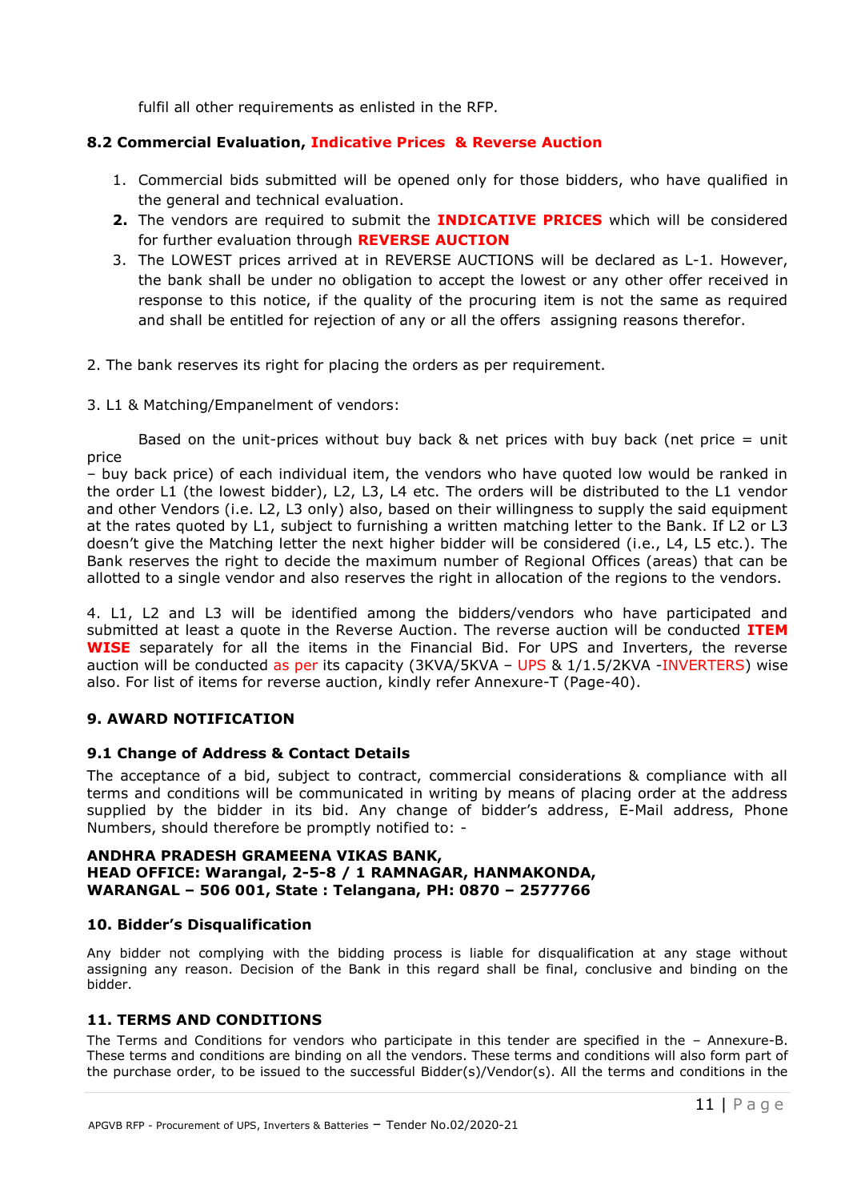fulfil all other requirements as enlisted in the RFP.

### 8.2 Commercial Evaluation, Indicative Prices & Reverse Auction

1. Commercial bids submitted will be opened only for those bidders, who have qualified in the general and technical evaluation.
2. The vendors are required to submit the **INDICATIVE PRICES** which will be considered for further evaluation through **REVERSE AUCTION**
3. The LOWEST prices arrived at in REVERSE AUCTIONS will be declared as L-1. However, the bank shall be under no obligation to accept the lowest or any other offer received in response to this notice, if the quality of the procuring item is not the same as required and shall be entitled for rejection of any or all the offers assigning reasons therefor.

2. The bank reserves its right for placing the orders as per requirement.

3. L1 & Matching/Empanelment of vendors:

Based on the unit-prices without buy back & net prices with buy back (net price = unit price – buy back price) of each individual item, the vendors who have quoted low would be ranked in the order L1 (the lowest bidder), L2, L3, L4 etc. The orders will be distributed to the L1 vendor and other Vendors (i.e. L2, L3 only) also, based on their willingness to supply the said equipment at the rates quoted by L1, subject to furnishing a written matching letter to the Bank. If L2 or L3 doesn't give the Matching letter the next higher bidder will be considered (i.e., L4, L5 etc.). The Bank reserves the right to decide the maximum number of Regional Offices (areas) that can be allotted to a single vendor and also reserves the right in allocation of the regions to the vendors.

4. L1, L2 and L3 will be identified among the bidders/vendors who have participated and submitted at least a quote in the Reverse Auction. The reverse auction will be conducted **ITEM WISE** separately for all the items in the Financial Bid. For UPS and Inverters, the reverse auction will be conducted as per its capacity (3KVA/5KVA – UPS & 1/1.5/2KVA -INVERTERS) wise also. For list of items for reverse auction, kindly refer Annexure-T (Page-40).

## 9. AWARD NOTIFICATION

### 9.1 Change of Address & Contact Details

The acceptance of a bid, subject to contract, commercial considerations & compliance with all terms and conditions will be communicated in writing by means of placing order at the address supplied by the bidder in its bid. Any change of bidder's address, E-Mail address, Phone Numbers, should therefore be promptly notified to: -

**ANDHRA PRADESH GRAMEENA VIKAS BANK,**
**HEAD OFFICE: Warangal, 2-5-8 / 1 RAMNAGAR, HANMAKONDA,**
**WARANGAL – 506 001, State : Telangana, PH: 0870 – 2577766**

## 10. Bidder's Disqualification

Any bidder not complying with the bidding process is liable for disqualification at any stage without assigning any reason. Decision of the Bank in this regard shall be final, conclusive and binding on the bidder.

## 11. TERMS AND CONDITIONS

The Terms and Conditions for vendors who participate in this tender are specified in the – Annexure-B. These terms and conditions are binding on all the vendors. These terms and conditions will also form part of the purchase order, to be issued to the successful Bidder(s)/Vendor(s). All the terms and conditions in the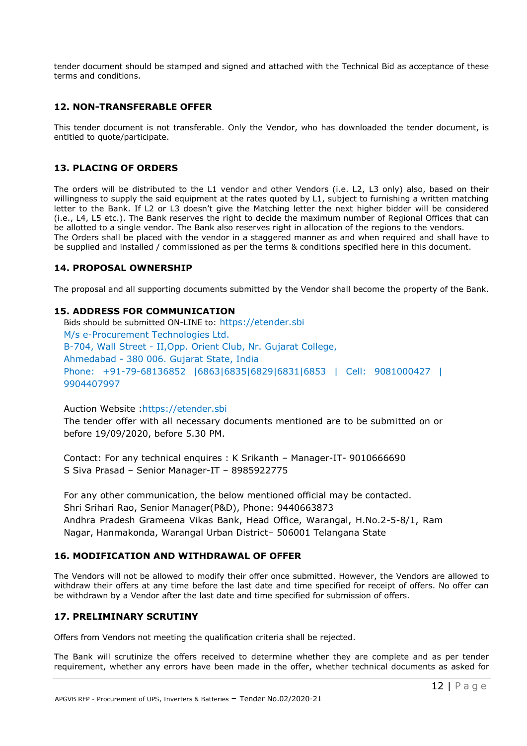tender document should be stamped and signed and attached with the Technical Bid as acceptance of these terms and conditions.

## 12. NON-TRANSFERABLE OFFER

This tender document is not transferable. Only the Vendor, who has downloaded the tender document, is entitled to quote/participate.

## 13. PLACING OF ORDERS

The orders will be distributed to the L1 vendor and other Vendors (i.e. L2, L3 only) also, based on their willingness to supply the said equipment at the rates quoted by L1, subject to furnishing a written matching letter to the Bank. If L2 or L3 doesn't give the Matching letter the next higher bidder will be considered (i.e., L4, L5 etc.). The Bank reserves the right to decide the maximum number of Regional Offices that can be allotted to a single vendor. The Bank also reserves right in allocation of the regions to the vendors.
The Orders shall be placed with the vendor in a staggered manner as and when required and shall have to be supplied and installed / commissioned as per the terms & conditions specified here in this document.

## 14. PROPOSAL OWNERSHIP

The proposal and all supporting documents submitted by the Vendor shall become the property of the Bank.

## 15. ADDRESS FOR COMMUNICATION

Bids should be submitted ON-LINE to: https://etender.sbi
M/s e-Procurement Technologies Ltd.
B-704, Wall Street - II,Opp. Orient Club, Nr. Gujarat College,
Ahmedabad - 380 006. Gujarat State, India
Phone: +91-79-68136852 |6863|6835|6829|6831|6853 | Cell: 9081000427 | 9904407997

Auction Website :https://etender.sbi
The tender offer with all necessary documents mentioned are to be submitted on or before 19/09/2020, before 5.30 PM.

Contact: For any technical enquires : K Srikanth – Manager-IT- 9010666690
S Siva Prasad – Senior Manager-IT – 8985922775

For any other communication, the below mentioned official may be contacted.
Shri Srihari Rao, Senior Manager(P&D), Phone: 9440663873
Andhra Pradesh Grameena Vikas Bank, Head Office, Warangal, H.No.2-5-8/1, Ram Nagar, Hanmakonda, Warangal Urban District– 506001 Telangana State

## 16. MODIFICATION AND WITHDRAWAL OF OFFER

The Vendors will not be allowed to modify their offer once submitted. However, the Vendors are allowed to withdraw their offers at any time before the last date and time specified for receipt of offers. No offer can be withdrawn by a Vendor after the last date and time specified for submission of offers.

## 17. PRELIMINARY SCRUTINY

Offers from Vendors not meeting the qualification criteria shall be rejected.

The Bank will scrutinize the offers received to determine whether they are complete and as per tender requirement, whether any errors have been made in the offer, whether technical documents as asked for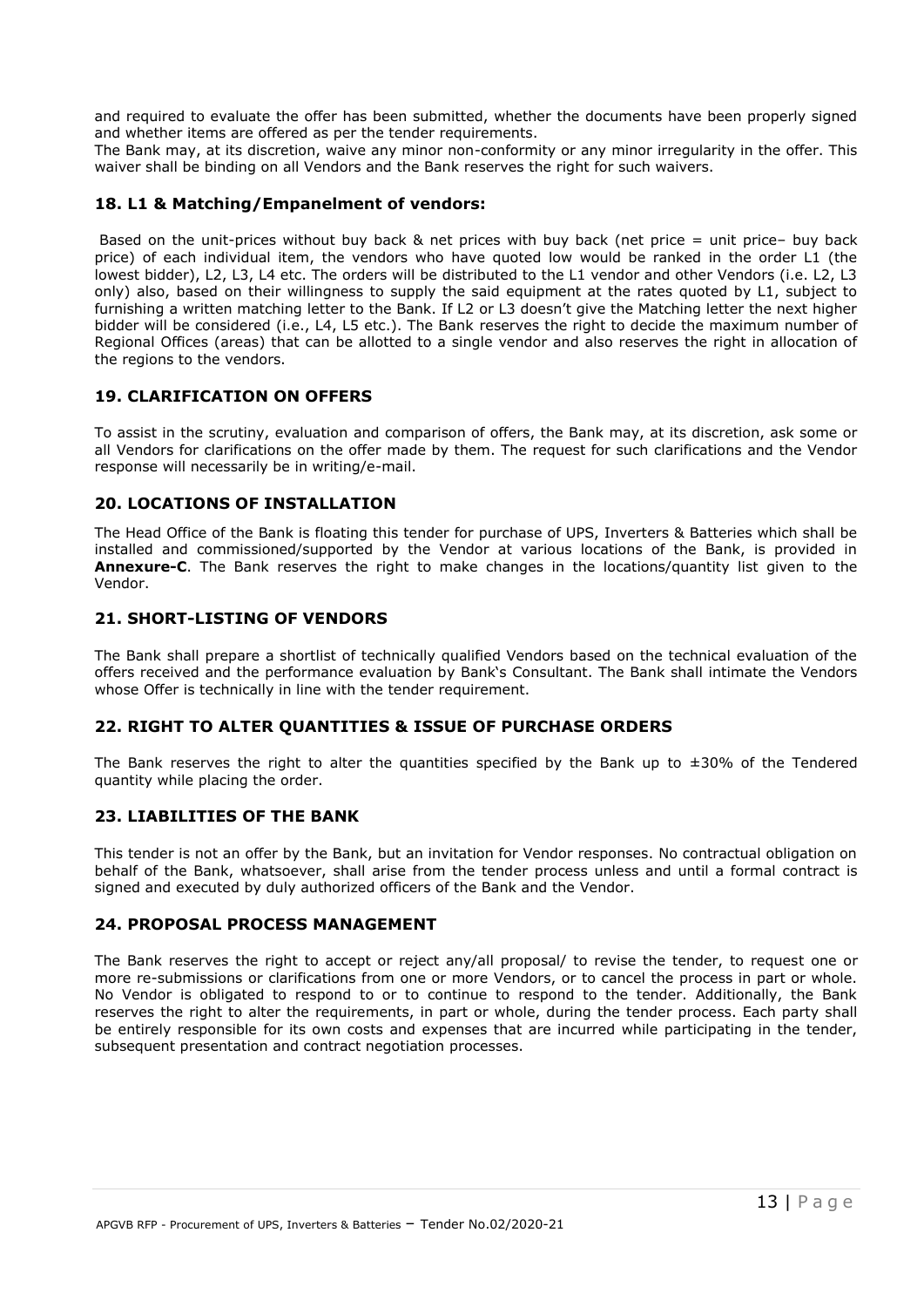and required to evaluate the offer has been submitted, whether the documents have been properly signed and whether items are offered as per the tender requirements.

The Bank may, at its discretion, waive any minor non-conformity or any minor irregularity in the offer. This waiver shall be binding on all Vendors and the Bank reserves the right for such waivers.

## 18. L1 & Matching/Empanelment of vendors:

Based on the unit-prices without buy back & net prices with buy back (net price = unit price– buy back price) of each individual item, the vendors who have quoted low would be ranked in the order L1 (the lowest bidder), L2, L3, L4 etc. The orders will be distributed to the L1 vendor and other Vendors (i.e. L2, L3 only) also, based on their willingness to supply the said equipment at the rates quoted by L1, subject to furnishing a written matching letter to the Bank. If L2 or L3 doesn't give the Matching letter the next higher bidder will be considered (i.e., L4, L5 etc.). The Bank reserves the right to decide the maximum number of Regional Offices (areas) that can be allotted to a single vendor and also reserves the right in allocation of the regions to the vendors.

## 19. CLARIFICATION ON OFFERS

To assist in the scrutiny, evaluation and comparison of offers, the Bank may, at its discretion, ask some or all Vendors for clarifications on the offer made by them. The request for such clarifications and the Vendor response will necessarily be in writing/e-mail.

## 20. LOCATIONS OF INSTALLATION

The Head Office of the Bank is floating this tender for purchase of UPS, Inverters & Batteries which shall be installed and commissioned/supported by the Vendor at various locations of the Bank, is provided in **Annexure-C**. The Bank reserves the right to make changes in the locations/quantity list given to the Vendor.

## 21. SHORT-LISTING OF VENDORS

The Bank shall prepare a shortlist of technically qualified Vendors based on the technical evaluation of the offers received and the performance evaluation by Bank's Consultant. The Bank shall intimate the Vendors whose Offer is technically in line with the tender requirement.

## 22. RIGHT TO ALTER QUANTITIES & ISSUE OF PURCHASE ORDERS

The Bank reserves the right to alter the quantities specified by the Bank up to ±30% of the Tendered quantity while placing the order.

## 23. LIABILITIES OF THE BANK

This tender is not an offer by the Bank, but an invitation for Vendor responses. No contractual obligation on behalf of the Bank, whatsoever, shall arise from the tender process unless and until a formal contract is signed and executed by duly authorized officers of the Bank and the Vendor.

## 24. PROPOSAL PROCESS MANAGEMENT

The Bank reserves the right to accept or reject any/all proposal/ to revise the tender, to request one or more re-submissions or clarifications from one or more Vendors, or to cancel the process in part or whole. No Vendor is obligated to respond to or to continue to respond to the tender. Additionally, the Bank reserves the right to alter the requirements, in part or whole, during the tender process. Each party shall be entirely responsible for its own costs and expenses that are incurred while participating in the tender, subsequent presentation and contract negotiation processes.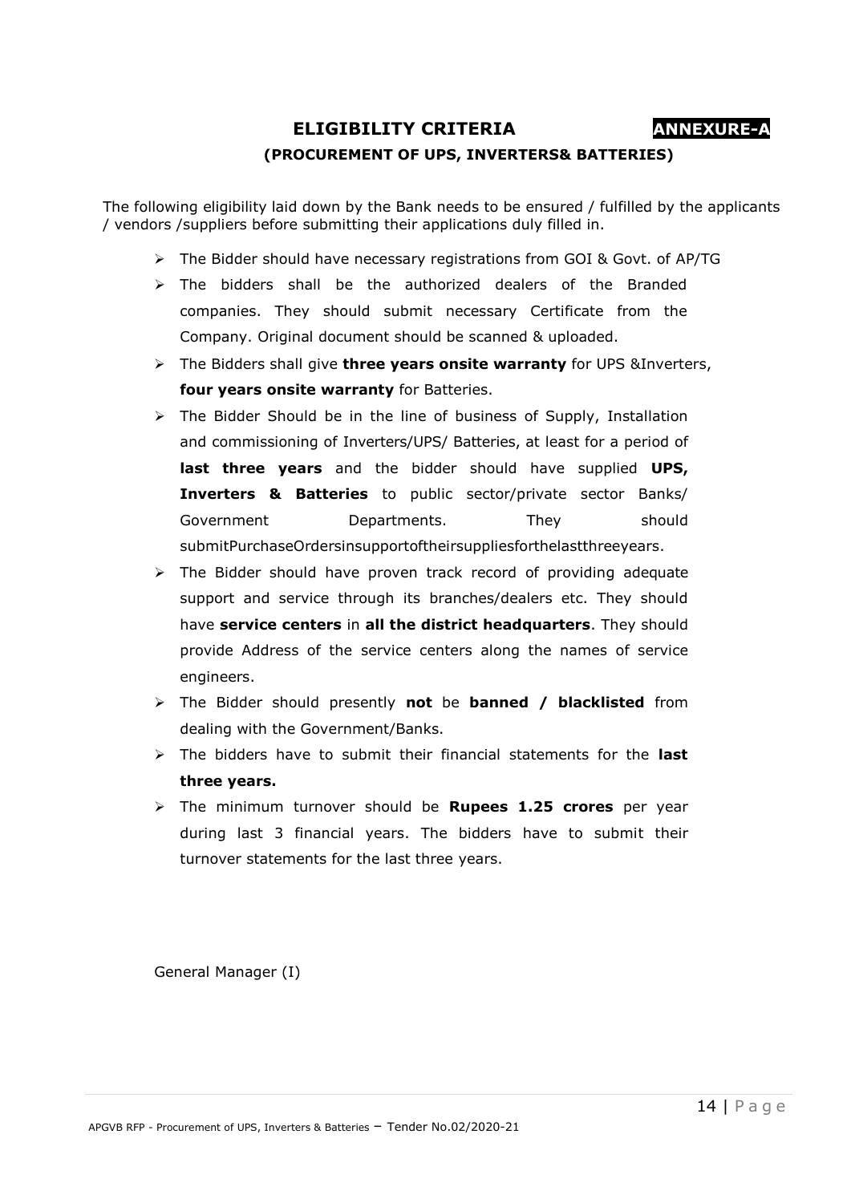# ELIGIBILITY CRITERIA **ANNEXURE-A**

### (PROCUREMENT OF UPS, INVERTERS& BATTERIES)

The following eligibility laid down by the Bank needs to be ensured / fulfilled by the applicants / vendors /suppliers before submitting their applications duly filled in.

- The Bidder should have necessary registrations from GOI & Govt. of AP/TG
- The bidders shall be the authorized dealers of the Branded companies. They should submit necessary Certificate from the Company. Original document should be scanned & uploaded.
- The Bidders shall give **three years onsite warranty** for UPS &Inverters, **four years onsite warranty** for Batteries.
- The Bidder Should be in the line of business of Supply, Installation and commissioning of Inverters/UPS/ Batteries, at least for a period of **last three years** and the bidder should have supplied **UPS, Inverters & Batteries** to public sector/private sector Banks/ Government Departments. They should submitPurchaseOrdersinsupportoftheirsuppliesforthelastthreeyears.
- The Bidder should have proven track record of providing adequate support and service through its branches/dealers etc. They should have **service centers** in **all the district headquarters**. They should provide Address of the service centers along the names of service engineers.
- The Bidder should presently **not** be **banned / blacklisted** from dealing with the Government/Banks.
- The bidders have to submit their financial statements for the **last three years.**
- The minimum turnover should be **Rupees 1.25 crores** per year during last 3 financial years. The bidders have to submit their turnover statements for the last three years.

General Manager (I)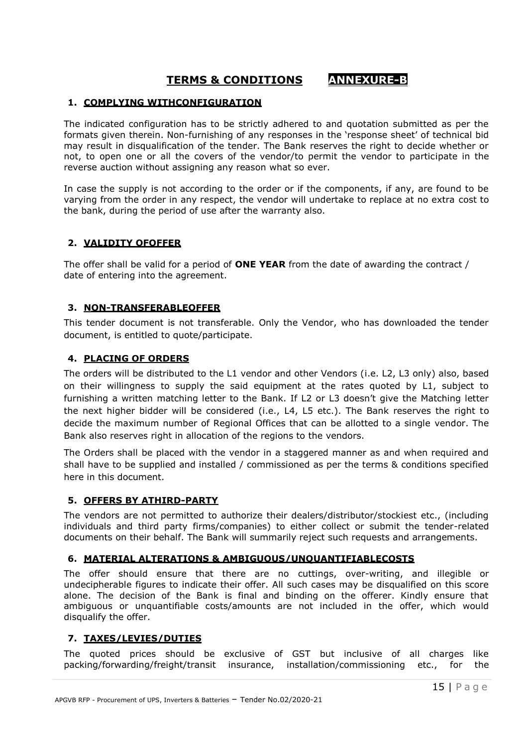# TERMS & CONDITIONS ANNEXURE-B

## 1. COMPLYING WITHCONFIGURATION

The indicated configuration has to be strictly adhered to and quotation submitted as per the formats given therein. Non-furnishing of any responses in the 'response sheet' of technical bid may result in disqualification of the tender. The Bank reserves the right to decide whether or not, to open one or all the covers of the vendor/to permit the vendor to participate in the reverse auction without assigning any reason what so ever.

In case the supply is not according to the order or if the components, if any, are found to be varying from the order in any respect, the vendor will undertake to replace at no extra cost to the bank, during the period of use after the warranty also.

## 2. VALIDITY OFOFFER

The offer shall be valid for a period of **ONE YEAR** from the date of awarding the contract / date of entering into the agreement.

## 3. NON-TRANSFERABLEOFFER

This tender document is not transferable. Only the Vendor, who has downloaded the tender document, is entitled to quote/participate.

## 4. PLACING OF ORDERS

The orders will be distributed to the L1 vendor and other Vendors (i.e. L2, L3 only) also, based on their willingness to supply the said equipment at the rates quoted by L1, subject to furnishing a written matching letter to the Bank. If L2 or L3 doesn't give the Matching letter the next higher bidder will be considered (i.e., L4, L5 etc.). The Bank reserves the right to decide the maximum number of Regional Offices that can be allotted to a single vendor. The Bank also reserves right in allocation of the regions to the vendors.

The Orders shall be placed with the vendor in a staggered manner as and when required and shall have to be supplied and installed / commissioned as per the terms & conditions specified here in this document.

## 5. OFFERS BY ATHIRD-PARTY

The vendors are not permitted to authorize their dealers/distributor/stockiest etc., (including individuals and third party firms/companies) to either collect or submit the tender-related documents on their behalf. The Bank will summarily reject such requests and arrangements.

## 6. MATERIAL ALTERATIONS & AMBIGUOUS/UNQUANTIFIABLECOSTS

The offer should ensure that there are no cuttings, over-writing, and illegible or undecipherable figures to indicate their offer. All such cases may be disqualified on this score alone. The decision of the Bank is final and binding on the offerer. Kindly ensure that ambiguous or unquantifiable costs/amounts are not included in the offer, which would disqualify the offer.

## 7. TAXES/LEVIES/DUTIES

The quoted prices should be exclusive of GST but inclusive of all charges like packing/forwarding/freight/transit insurance, installation/commissioning etc., for the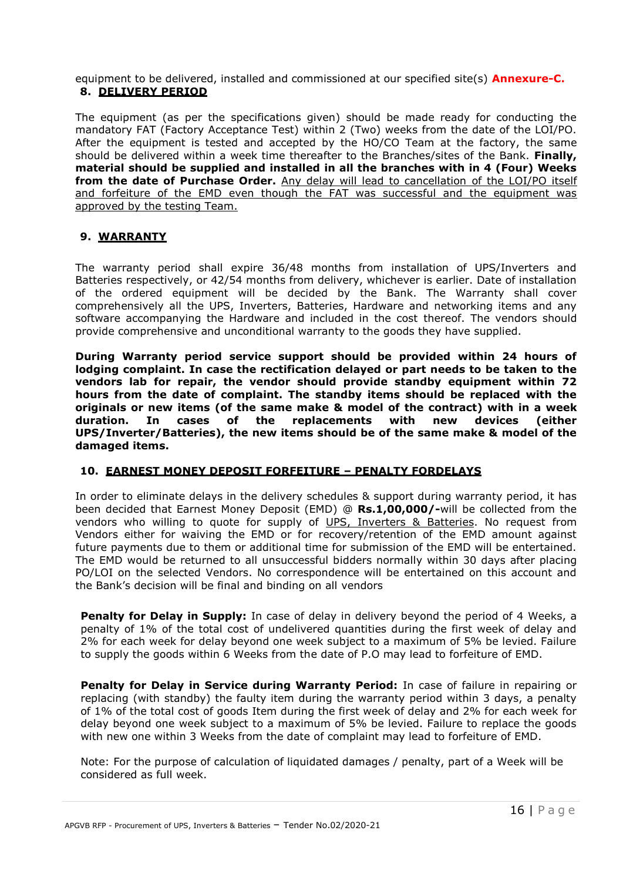equipment to be delivered, installed and commissioned at our specified site(s) **Annexure-C.**

## 8. DELIVERY PERIOD

The equipment (as per the specifications given) should be made ready for conducting the mandatory FAT (Factory Acceptance Test) within 2 (Two) weeks from the date of the LOI/PO. After the equipment is tested and accepted by the HO/CO Team at the factory, the same should be delivered within a week time thereafter to the Branches/sites of the Bank. **Finally, material should be supplied and installed in all the branches with in 4 (Four) Weeks from the date of Purchase Order.** Any delay will lead to cancellation of the LOI/PO itself and forfeiture of the EMD even though the FAT was successful and the equipment was approved by the testing Team.

## 9. WARRANTY

The warranty period shall expire 36/48 months from installation of UPS/Inverters and Batteries respectively, or 42/54 months from delivery, whichever is earlier. Date of installation of the ordered equipment will be decided by the Bank. The Warranty shall cover comprehensively all the UPS, Inverters, Batteries, Hardware and networking items and any software accompanying the Hardware and included in the cost thereof. The vendors should provide comprehensive and unconditional warranty to the goods they have supplied.

**During Warranty period service support should be provided within 24 hours of lodging complaint. In case the rectification delayed or part needs to be taken to the vendors lab for repair, the vendor should provide standby equipment within 72 hours from the date of complaint. The standby items should be replaced with the originals or new items (of the same make & model of the contract) with in a week duration. In cases of the replacements with new devices (either UPS/Inverter/Batteries), the new items should be of the same make & model of the damaged items.**

## 10. EARNEST MONEY DEPOSIT FORFEITURE – PENALTY FORDELAYS

In order to eliminate delays in the delivery schedules & support during warranty period, it has been decided that Earnest Money Deposit (EMD) @ **Rs.1,00,000/-**will be collected from the vendors who willing to quote for supply of UPS, Inverters & Batteries. No request from Vendors either for waiving the EMD or for recovery/retention of the EMD amount against future payments due to them or additional time for submission of the EMD will be entertained. The EMD would be returned to all unsuccessful bidders normally within 30 days after placing PO/LOI on the selected Vendors. No correspondence will be entertained on this account and the Bank's decision will be final and binding on all vendors

**Penalty for Delay in Supply:** In case of delay in delivery beyond the period of 4 Weeks, a penalty of 1% of the total cost of undelivered quantities during the first week of delay and 2% for each week for delay beyond one week subject to a maximum of 5% be levied. Failure to supply the goods within 6 Weeks from the date of P.O may lead to forfeiture of EMD.

**Penalty for Delay in Service during Warranty Period:** In case of failure in repairing or replacing (with standby) the faulty item during the warranty period within 3 days, a penalty of 1% of the total cost of goods Item during the first week of delay and 2% for each week for delay beyond one week subject to a maximum of 5% be levied. Failure to replace the goods with new one within 3 Weeks from the date of complaint may lead to forfeiture of EMD.

Note: For the purpose of calculation of liquidated damages / penalty, part of a Week will be considered as full week.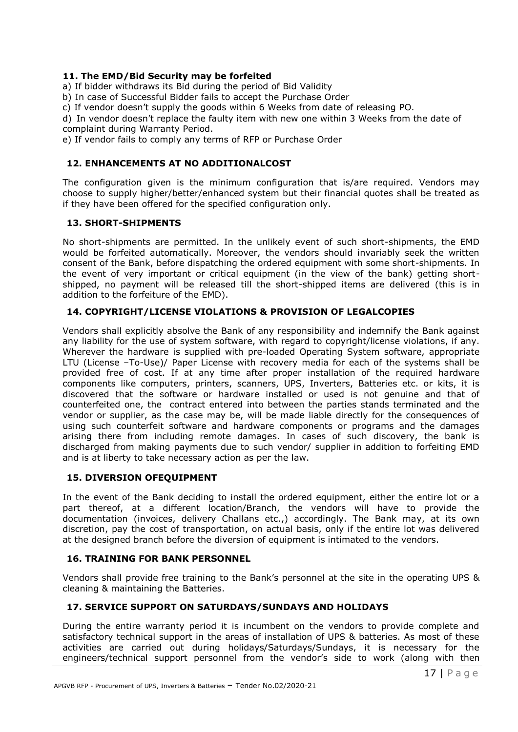### 11. The EMD/Bid Security may be forfeited

a) If bidder withdraws its Bid during the period of Bid Validity
b) In case of Successful Bidder fails to accept the Purchase Order
c) If vendor doesn't supply the goods within 6 Weeks from date of releasing PO.
d) In vendor doesn't replace the faulty item with new one within 3 Weeks from the date of complaint during Warranty Period.
e) If vendor fails to comply any terms of RFP or Purchase Order

### 12. ENHANCEMENTS AT NO ADDITIONALCOST

The configuration given is the minimum configuration that is/are required. Vendors may choose to supply higher/better/enhanced system but their financial quotes shall be treated as if they have been offered for the specified configuration only.

### 13. SHORT-SHIPMENTS

No short-shipments are permitted. In the unlikely event of such short-shipments, the EMD would be forfeited automatically. Moreover, the vendors should invariably seek the written consent of the Bank, before dispatching the ordered equipment with some short-shipments. In the event of very important or critical equipment (in the view of the bank) getting short-shipped, no payment will be released till the short-shipped items are delivered (this is in addition to the forfeiture of the EMD).

### 14. COPYRIGHT/LICENSE VIOLATIONS & PROVISION OF LEGALCOPIES

Vendors shall explicitly absolve the Bank of any responsibility and indemnify the Bank against any liability for the use of system software, with regard to copyright/license violations, if any. Wherever the hardware is supplied with pre-loaded Operating System software, appropriate LTU (License –To-Use)/ Paper License with recovery media for each of the systems shall be provided free of cost. If at any time after proper installation of the required hardware components like computers, printers, scanners, UPS, Inverters, Batteries etc. or kits, it is discovered that the software or hardware installed or used is not genuine and that of counterfeited one, the contract entered into between the parties stands terminated and the vendor or supplier, as the case may be, will be made liable directly for the consequences of using such counterfeit software and hardware components or programs and the damages arising there from including remote damages. In cases of such discovery, the bank is discharged from making payments due to such vendor/ supplier in addition to forfeiting EMD and is at liberty to take necessary action as per the law.

### 15. DIVERSION OFEQUIPMENT

In the event of the Bank deciding to install the ordered equipment, either the entire lot or a part thereof, at a different location/Branch, the vendors will have to provide the documentation (invoices, delivery Challans etc.,) accordingly. The Bank may, at its own discretion, pay the cost of transportation, on actual basis, only if the entire lot was delivered at the designed branch before the diversion of equipment is intimated to the vendors.

### 16. TRAINING FOR BANK PERSONNEL

Vendors shall provide free training to the Bank's personnel at the site in the operating UPS & cleaning & maintaining the Batteries.

### 17. SERVICE SUPPORT ON SATURDAYS/SUNDAYS AND HOLIDAYS

During the entire warranty period it is incumbent on the vendors to provide complete and satisfactory technical support in the areas of installation of UPS & batteries. As most of these activities are carried out during holidays/Saturdays/Sundays, it is necessary for the engineers/technical support personnel from the vendor's side to work (along with then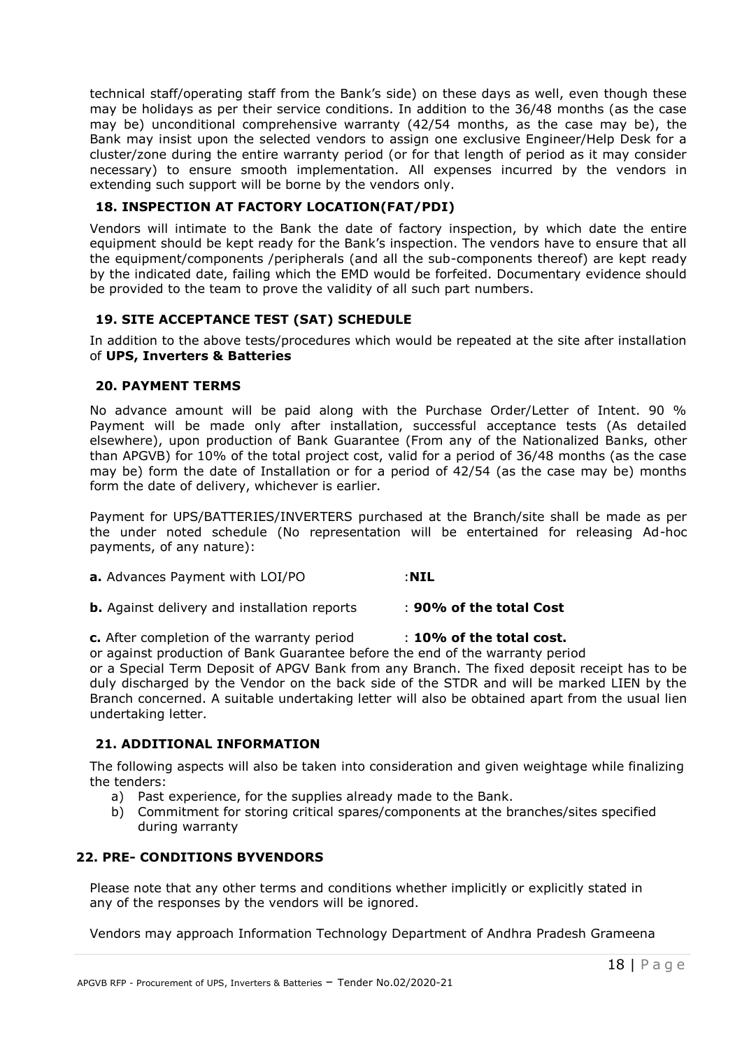technical staff/operating staff from the Bank's side) on these days as well, even though these may be holidays as per their service conditions. In addition to the 36/48 months (as the case may be) unconditional comprehensive warranty (42/54 months, as the case may be), the Bank may insist upon the selected vendors to assign one exclusive Engineer/Help Desk for a cluster/zone during the entire warranty period (or for that length of period as it may consider necessary) to ensure smooth implementation. All expenses incurred by the vendors in extending such support will be borne by the vendors only.

### 18. INSPECTION AT FACTORY LOCATION(FAT/PDI)

Vendors will intimate to the Bank the date of factory inspection, by which date the entire equipment should be kept ready for the Bank's inspection. The vendors have to ensure that all the equipment/components /peripherals (and all the sub-components thereof) are kept ready by the indicated date, failing which the EMD would be forfeited. Documentary evidence should be provided to the team to prove the validity of all such part numbers.

### 19. SITE ACCEPTANCE TEST (SAT) SCHEDULE

In addition to the above tests/procedures which would be repeated at the site after installation of **UPS, Inverters & Batteries**

### 20. PAYMENT TERMS

No advance amount will be paid along with the Purchase Order/Letter of Intent. 90 % Payment will be made only after installation, successful acceptance tests (As detailed elsewhere), upon production of Bank Guarantee (From any of the Nationalized Banks, other than APGVB) for 10% of the total project cost, valid for a period of 36/48 months (as the case may be) form the date of Installation or for a period of 42/54 (as the case may be) months form the date of delivery, whichever is earlier.

Payment for UPS/BATTERIES/INVERTERS purchased at the Branch/site shall be made as per the under noted schedule (No representation will be entertained for releasing Ad-hoc payments, of any nature):

**a.** Advances Payment with LOI/PO :**NIL**

**b.** Against delivery and installation reports : **90% of the total Cost**

**c.** After completion of the warranty period : **10% of the total cost.**
or against production of Bank Guarantee before the end of the warranty period
or a Special Term Deposit of APGV Bank from any Branch. The fixed deposit receipt has to be duly discharged by the Vendor on the back side of the STDR and will be marked LIEN by the Branch concerned. A suitable undertaking letter will also be obtained apart from the usual lien undertaking letter.

### 21. ADDITIONAL INFORMATION

The following aspects will also be taken into consideration and given weightage while finalizing the tenders:

a) Past experience, for the supplies already made to the Bank.
b) Commitment for storing critical spares/components at the branches/sites specified during warranty

### 22. PRE- CONDITIONS BYVENDORS

Please note that any other terms and conditions whether implicitly or explicitly stated in any of the responses by the vendors will be ignored.

Vendors may approach Information Technology Department of Andhra Pradesh Grameena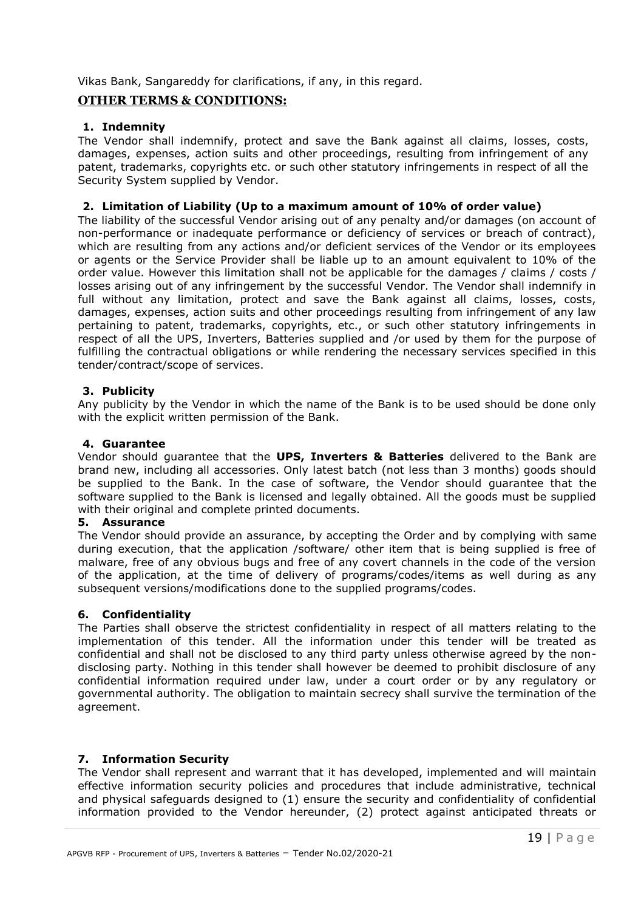Vikas Bank, Sangareddy for clarifications, if any, in this regard.

## OTHER TERMS & CONDITIONS:

### 1. Indemnity

The Vendor shall indemnify, protect and save the Bank against all claims, losses, costs, damages, expenses, action suits and other proceedings, resulting from infringement of any patent, trademarks, copyrights etc. or such other statutory infringements in respect of all the Security System supplied by Vendor.

### 2. Limitation of Liability (Up to a maximum amount of 10% of order value)

The liability of the successful Vendor arising out of any penalty and/or damages (on account of non-performance or inadequate performance or deficiency of services or breach of contract), which are resulting from any actions and/or deficient services of the Vendor or its employees or agents or the Service Provider shall be liable up to an amount equivalent to 10% of the order value. However this limitation shall not be applicable for the damages / claims / costs / losses arising out of any infringement by the successful Vendor. The Vendor shall indemnify in full without any limitation, protect and save the Bank against all claims, losses, costs, damages, expenses, action suits and other proceedings resulting from infringement of any law pertaining to patent, trademarks, copyrights, etc., or such other statutory infringements in respect of all the UPS, Inverters, Batteries supplied and /or used by them for the purpose of fulfilling the contractual obligations or while rendering the necessary services specified in this tender/contract/scope of services.

### 3. Publicity

Any publicity by the Vendor in which the name of the Bank is to be used should be done only with the explicit written permission of the Bank.

### 4. Guarantee

Vendor should guarantee that the **UPS, Inverters & Batteries** delivered to the Bank are brand new, including all accessories. Only latest batch (not less than 3 months) goods should be supplied to the Bank. In the case of software, the Vendor should guarantee that the software supplied to the Bank is licensed and legally obtained. All the goods must be supplied with their original and complete printed documents.

### 5. Assurance

The Vendor should provide an assurance, by accepting the Order and by complying with same during execution, that the application /software/ other item that is being supplied is free of malware, free of any obvious bugs and free of any covert channels in the code of the version of the application, at the time of delivery of programs/codes/items as well during as any subsequent versions/modifications done to the supplied programs/codes.

### 6. Confidentiality

The Parties shall observe the strictest confidentiality in respect of all matters relating to the implementation of this tender. All the information under this tender will be treated as confidential and shall not be disclosed to any third party unless otherwise agreed by the non-disclosing party. Nothing in this tender shall however be deemed to prohibit disclosure of any confidential information required under law, under a court order or by any regulatory or governmental authority. The obligation to maintain secrecy shall survive the termination of the agreement.

### 7. Information Security

The Vendor shall represent and warrant that it has developed, implemented and will maintain effective information security policies and procedures that include administrative, technical and physical safeguards designed to (1) ensure the security and confidentiality of confidential information provided to the Vendor hereunder, (2) protect against anticipated threats or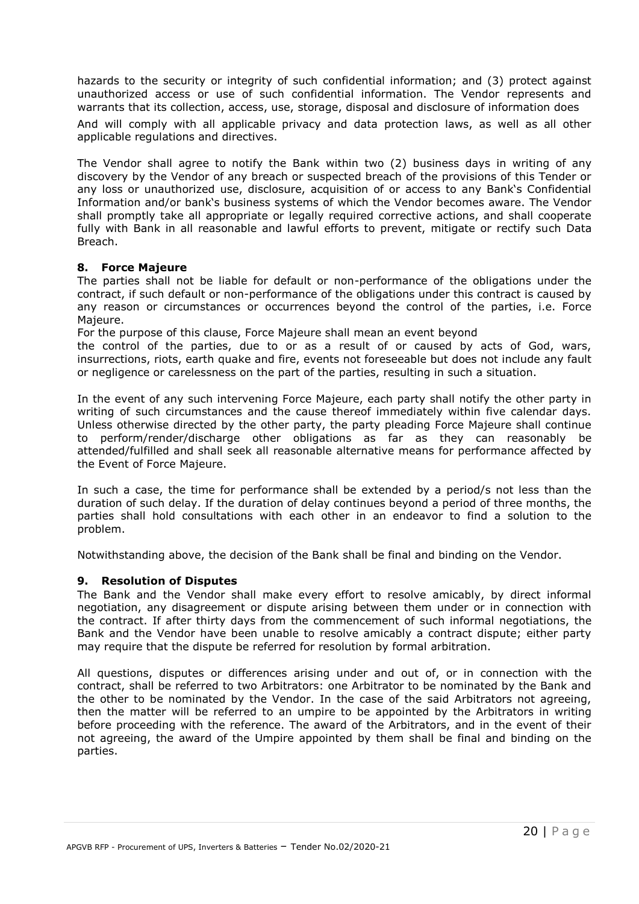hazards to the security or integrity of such confidential information; and (3) protect against unauthorized access or use of such confidential information. The Vendor represents and warrants that its collection, access, use, storage, disposal and disclosure of information does

And will comply with all applicable privacy and data protection laws, as well as all other applicable regulations and directives.

The Vendor shall agree to notify the Bank within two (2) business days in writing of any discovery by the Vendor of any breach or suspected breach of the provisions of this Tender or any loss or unauthorized use, disclosure, acquisition of or access to any Bank's Confidential Information and/or bank's business systems of which the Vendor becomes aware. The Vendor shall promptly take all appropriate or legally required corrective actions, and shall cooperate fully with Bank in all reasonable and lawful efforts to prevent, mitigate or rectify such Data Breach.

### 8. Force Majeure

The parties shall not be liable for default or non-performance of the obligations under the contract, if such default or non-performance of the obligations under this contract is caused by any reason or circumstances or occurrences beyond the control of the parties, i.e. Force Majeure.

For the purpose of this clause, Force Majeure shall mean an event beyond the control of the parties, due to or as a result of or caused by acts of God, wars, insurrections, riots, earth quake and fire, events not foreseeable but does not include any fault or negligence or carelessness on the part of the parties, resulting in such a situation.

In the event of any such intervening Force Majeure, each party shall notify the other party in writing of such circumstances and the cause thereof immediately within five calendar days. Unless otherwise directed by the other party, the party pleading Force Majeure shall continue to perform/render/discharge other obligations as far as they can reasonably be attended/fulfilled and shall seek all reasonable alternative means for performance affected by the Event of Force Majeure.

In such a case, the time for performance shall be extended by a period/s not less than the duration of such delay. If the duration of delay continues beyond a period of three months, the parties shall hold consultations with each other in an endeavor to find a solution to the problem.

Notwithstanding above, the decision of the Bank shall be final and binding on the Vendor.

### 9. Resolution of Disputes

The Bank and the Vendor shall make every effort to resolve amicably, by direct informal negotiation, any disagreement or dispute arising between them under or in connection with the contract. If after thirty days from the commencement of such informal negotiations, the Bank and the Vendor have been unable to resolve amicably a contract dispute; either party may require that the dispute be referred for resolution by formal arbitration.

All questions, disputes or differences arising under and out of, or in connection with the contract, shall be referred to two Arbitrators: one Arbitrator to be nominated by the Bank and the other to be nominated by the Vendor. In the case of the said Arbitrators not agreeing, then the matter will be referred to an umpire to be appointed by the Arbitrators in writing before proceeding with the reference. The award of the Arbitrators, and in the event of their not agreeing, the award of the Umpire appointed by them shall be final and binding on the parties.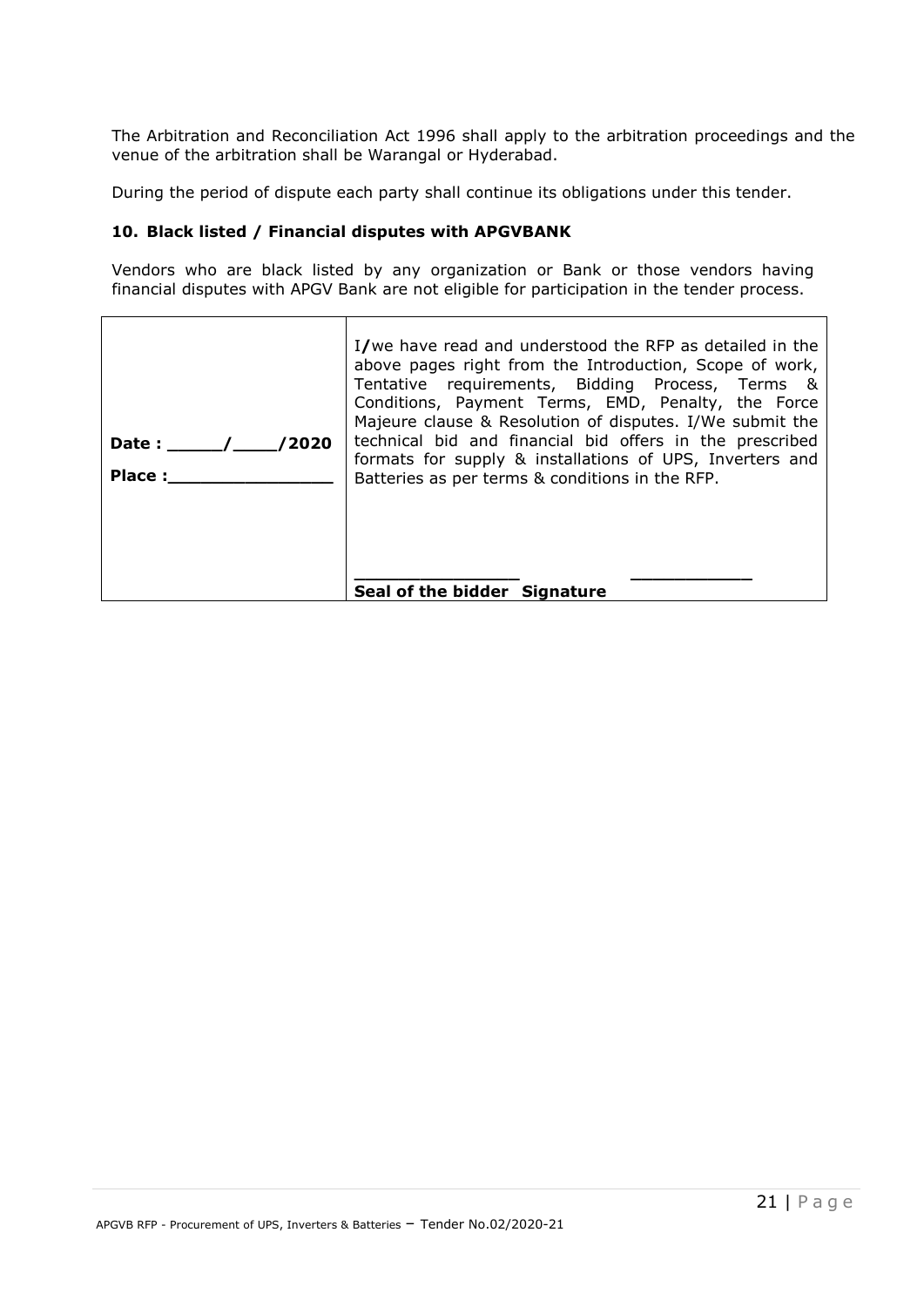The Arbitration and Reconciliation Act 1996 shall apply to the arbitration proceedings and the venue of the arbitration shall be Warangal or Hyderabad.

During the period of dispute each party shall continue its obligations under this tender.

### 10. Black listed / Financial disputes with APGVBANK

Vendors who are black listed by any organization or Bank or those vendors having financial disputes with APGV Bank are not eligible for participation in the tender process.

| | |
|---|---|
| **Date : _____/____/2020**<br><br>**Place :_______________** | I/we have read and understood the RFP as detailed in the above pages right from the Introduction, Scope of work, Tentative requirements, Bidding Process, Terms & Conditions, Payment Terms, EMD, Penalty, the Force Majeure clause & Resolution of disputes. I/We submit the technical bid and financial bid offers in the prescribed formats for supply & installations of UPS, Inverters and Batteries as per terms & conditions in the RFP.<br><br>_______________ ___________<br>**Seal of the bidder Signature** |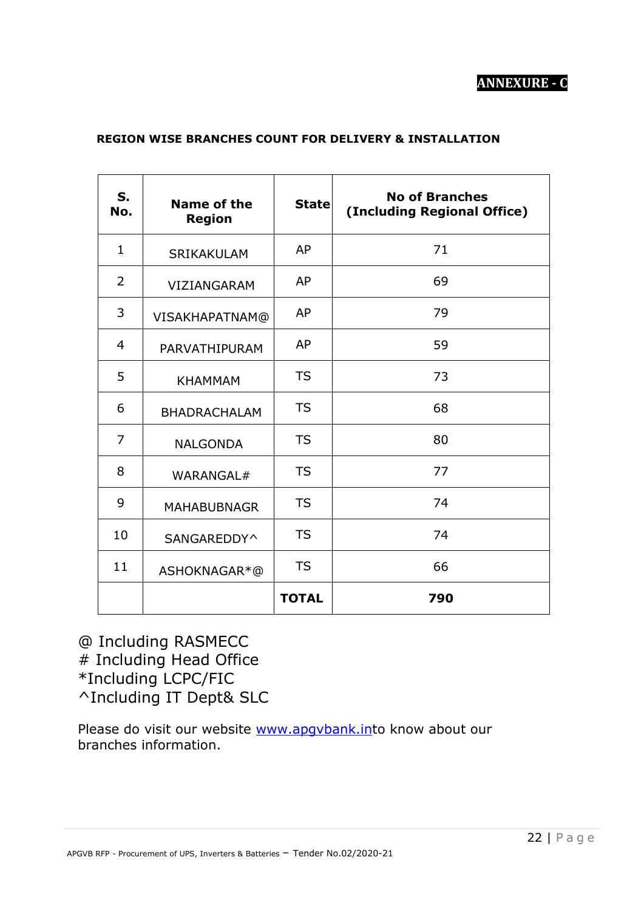**ANNEXURE - C**

**REGION WISE BRANCHES COUNT FOR DELIVERY & INSTALLATION**

| S. No. | Name of the Region | State | No of Branches (Including Regional Office) |
|---|---|---|---|
| 1 | SRIKAKULAM | AP | 71 |
| 2 | VIZIANGARAM | AP | 69 |
| 3 | VISAKHAPATNAM@ | AP | 79 |
| 4 | PARVATHIPURAM | AP | 59 |
| 5 | KHAMMAM | TS | 73 |
| 6 | BHADRACHALAM | TS | 68 |
| 7 | NALGONDA | TS | 80 |
| 8 | WARANGAL# | TS | 77 |
| 9 | MAHABUBNAGR | TS | 74 |
| 10 | SANGAREDDY^ | TS | 74 |
| 11 | ASHOKNAGAR*@ | TS | 66 |
| | | **TOTAL** | **790** |

@ Including RASMECC
# Including Head Office
*Including LCPC/FIC
^Including IT Dept& SLC

Please do visit our website [www.apgvbank.in](http://www.apgvbank.in)to know about our branches information.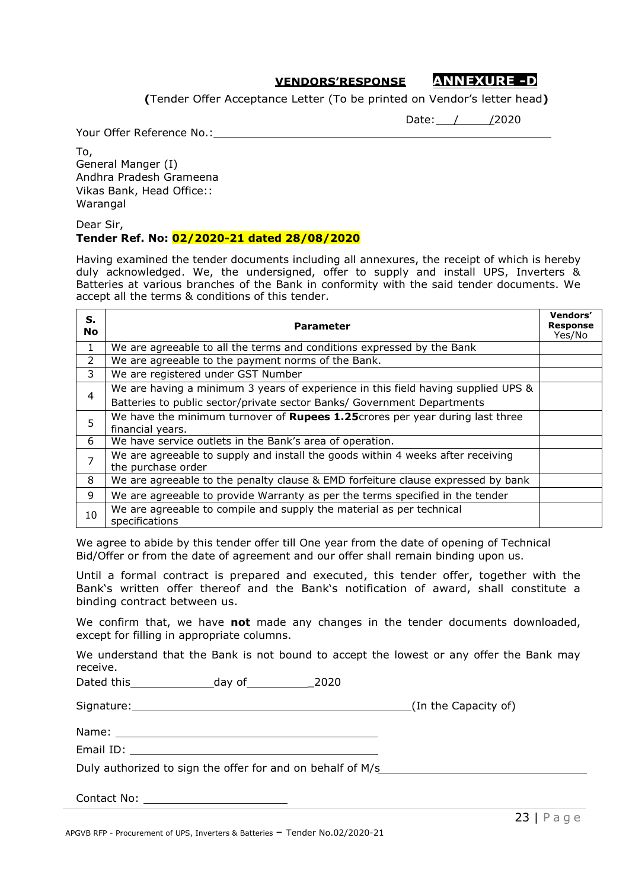**VENDORS'RESPONSE** **ANNEXURE -D**

**(**Tender Offer Acceptance Letter (To be printed on Vendor's letter head**)**

Date: ___/_____/2020

Your Offer Reference No.: ____________________________________________

To,
General Manger (I)
Andhra Pradesh Grameena
Vikas Bank, Head Office::
Warangal

Dear Sir,
**Tender Ref. No: 02/2020-21 dated 28/08/2020**

Having examined the tender documents including all annexures, the receipt of which is hereby duly acknowledged. We, the undersigned, offer to supply and install UPS, Inverters & Batteries at various branches of the Bank in conformity with the said tender documents. We accept all the terms & conditions of this tender.

| S. No | Parameter | Vendors' Response Yes/No |
|---|---|---|
| 1 | We are agreeable to all the terms and conditions expressed by the Bank | |
| 2 | We are agreeable to the payment norms of the Bank. | |
| 3 | We are registered under GST Number | |
| 4 | We are having a minimum 3 years of experience in this field having supplied UPS & Batteries to public sector/private sector Banks/ Government Departments | |
| 5 | We have the minimum turnover of **Rupees 1.25**crores per year during last three financial years. | |
| 6 | We have service outlets in the Bank's area of operation. | |
| 7 | We are agreeable to supply and install the goods within 4 weeks after receiving the purchase order | |
| 8 | We are agreeable to the penalty clause & EMD forfeiture clause expressed by bank | |
| 9 | We are agreeable to provide Warranty as per the terms specified in the tender | |
| 10 | We are agreeable to compile and supply the material as per technical specifications | |

We agree to abide by this tender offer till One year from the date of opening of Technical Bid/Offer or from the date of agreement and our offer shall remain binding upon us.

Until a formal contract is prepared and executed, this tender offer, together with the Bank's written offer thereof and the Bank's notification of award, shall constitute a binding contract between us.

We confirm that, we have **not** made any changes in the tender documents downloaded, except for filling in appropriate columns.

We understand that the Bank is not bound to accept the lowest or any offer the Bank may receive.

Dated this_____________day of__________2020

Signature:___________________________________________(In the Capacity of)

Name: ________________________________________

Email ID: ______________________________________

Duly authorized to sign the offer for and on behalf of M/s_____________________________

Contact No: ______________________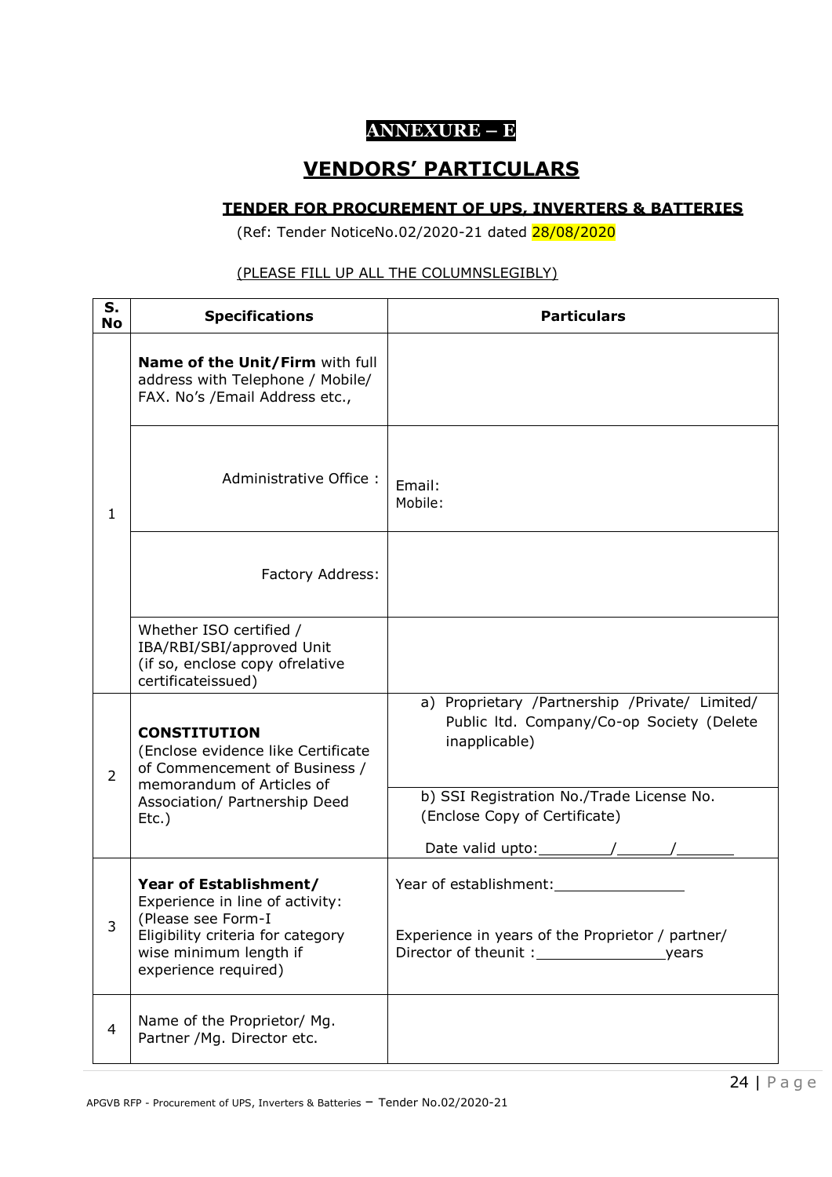# ANNEXURE – E

## VENDORS' PARTICULARS

### TENDER FOR PROCUREMENT OF UPS, INVERTERS & BATTERIES

(Ref: Tender NoticeNo.02/2020-21 dated 28/08/2020

(PLEASE FILL UP ALL THE COLUMNSLEGIBLY)

| S. No | Specifications | Particulars |
|---|---|---|
| 1 | **Name of the Unit/Firm** with full address with Telephone / Mobile/ FAX. No's /Email Address etc., | |
| | Administrative Office : | Email:<br>Mobile: |
| | Factory Address: | |
| | Whether ISO certified / IBA/RBI/SBI/approved Unit (if so, enclose copy ofrelative certificateissued) | |
| 2 | **CONSTITUTION** (Enclose evidence like Certificate of Commencement of Business / memorandum of Articles of Association/ Partnership Deed Etc.) | a) Proprietary /Partnership /Private/ Limited/ Public ltd. Company/Co-op Society (Delete inapplicable) |
| | | b) SSI Registration No./Trade License No. (Enclose Copy of Certificate)<br>Date valid upto:________/______/_______ |
| 3 | **Year of Establishment/** Experience in line of activity: (Please see Form-I Eligibility criteria for category wise minimum length if experience required) | Year of establishment:_______________<br><br>Experience in years of the Proprietor / partner/ Director of theunit :_______________years |
| 4 | Name of the Proprietor/ Mg. Partner /Mg. Director etc. | |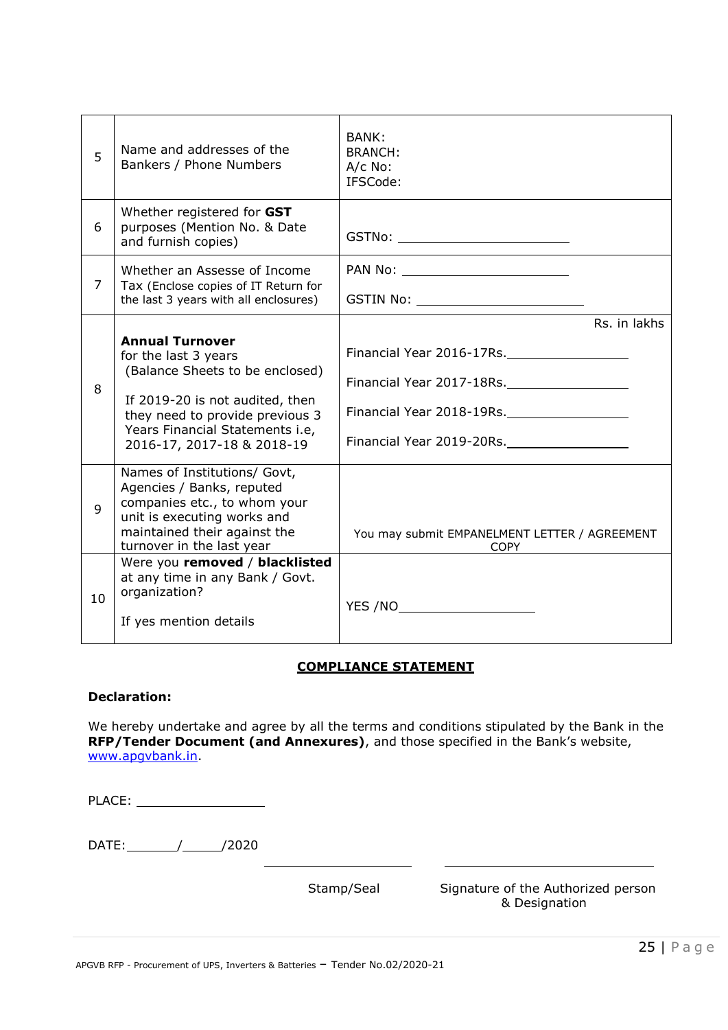| | | |
|---|---|---|
| 5 | Name and addresses of the Bankers / Phone Numbers | BANK:<br>BRANCH:<br>A/c No:<br>IFSCode: |
| 6 | Whether registered for **GST** purposes (Mention No. & Date and furnish copies) | GSTNo: ______________________ |
| 7 | Whether an Assesse of Income Tax (Enclose copies of IT Return for the last 3 years with all enclosures) | PAN No: ______________________<br><br>GSTIN No: ______________________ |
| 8 | **Annual Turnover** for the last 3 years<br>(Balance Sheets to be enclosed)<br><br>If 2019-20 is not audited, then they need to provide previous 3 Years Financial Statements i.e, 2016-17, 2017-18 & 2018-19 | Rs. in lakhs<br><br>Financial Year 2016-17Rs.________________<br><br>Financial Year 2017-18Rs.________________<br><br>Financial Year 2018-19Rs.________________<br><br>Financial Year 2019-20Rs.________________ |
| 9 | Names of Institutions/ Govt, Agencies / Banks, reputed companies etc., to whom your unit is executing works and maintained their against the turnover in the last year | You may submit EMPANELMENT LETTER / AGREEMENT COPY |
| 10 | Were you **removed** / **blacklisted** at any time in any Bank / Govt. organization?<br><br>If yes mention details | YES /NO__________________ |

## COMPLIANCE STATEMENT

**Declaration:**

We hereby undertake and agree by all the terms and conditions stipulated by the Bank in the **RFP/Tender Document (and Annexures)**, and those specified in the Bank's website, www.apgvbank.in.

PLACE: ________________

DATE:_______/______/2020

Stamp/Seal

Signature of the Authorized person & Designation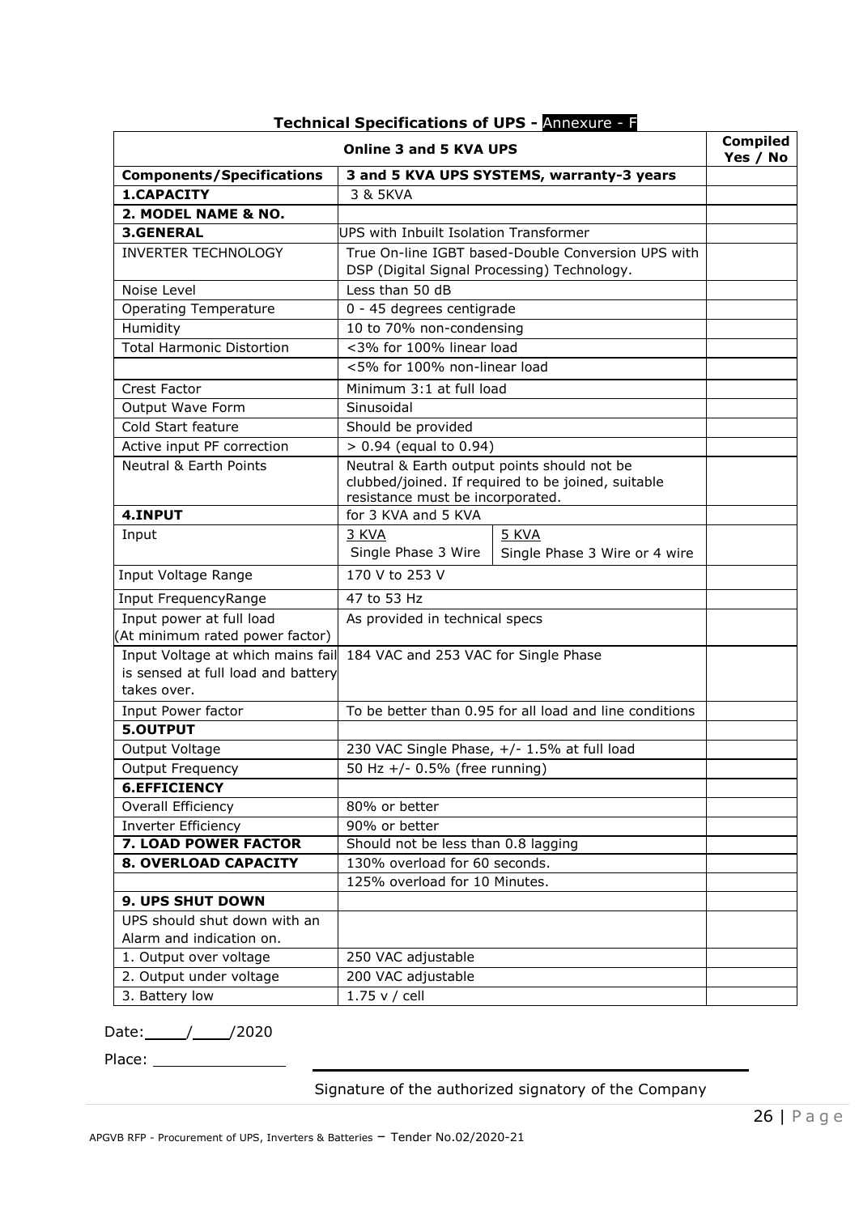## Technical Specifications of UPS - Annexure - F

| Online 3 and 5 KVA UPS | | | Compiled Yes / No |
|---|---|---|---|
| **Components/Specifications** | **3 and 5 KVA UPS SYSTEMS, warranty-3 years** | | |
| **1.CAPACITY** | 3 & 5KVA | | |
| **2. MODEL NAME & NO.** | | | |
| **3.GENERAL** | UPS with Inbuilt Isolation Transformer | | |
| INVERTER TECHNOLOGY | True On-line IGBT based-Double Conversion UPS with DSP (Digital Signal Processing) Technology. | | |
| Noise Level | Less than 50 dB | | |
| Operating Temperature | 0 - 45 degrees centigrade | | |
| Humidity | 10 to 70% non-condensing | | |
| Total Harmonic Distortion | <3% for 100% linear load | | |
| | <5% for 100% non-linear load | | |
| Crest Factor | Minimum 3:1 at full load | | |
| Output Wave Form | Sinusoidal | | |
| Cold Start feature | Should be provided | | |
| Active input PF correction | > 0.94 (equal to 0.94) | | |
| Neutral & Earth Points | Neutral & Earth output points should not be clubbed/joined. If required to be joined, suitable resistance must be incorporated. | | |
| **4.INPUT** | for 3 KVA and 5 KVA | | |
| Input | 3 KVA<br>Single Phase 3 Wire | 5 KVA<br>Single Phase 3 Wire or 4 wire | |
| Input Voltage Range | 170 V to 253 V | | |
| Input FrequencyRange | 47 to 53 Hz | | |
| Input power at full load (At minimum rated power factor) | As provided in technical specs | | |
| Input Voltage at which mains fail is sensed at full load and battery takes over. | 184 VAC and 253 VAC for Single Phase | | |
| Input Power factor | To be better than 0.95 for all load and line conditions | | |
| **5.OUTPUT** | | | |
| Output Voltage | 230 VAC Single Phase, +/- 1.5% at full load | | |
| Output Frequency | 50 Hz +/- 0.5% (free running) | | |
| **6.EFFICIENCY** | | | |
| Overall Efficiency | 80% or better | | |
| Inverter Efficiency | 90% or better | | |
| **7. LOAD POWER FACTOR** | Should not be less than 0.8 lagging | | |
| **8. OVERLOAD CAPACITY** | 130% overload for 60 seconds. | | |
| | 125% overload for 10 Minutes. | | |
| **9. UPS SHUT DOWN** | | | |
| UPS should shut down with an Alarm and indication on. | | | |
| 1. Output over voltage | 250 VAC adjustable | | |
| 2. Output under voltage | 200 VAC adjustable | | |
| 3. Battery low | 1.75 v / cell | | |

Date: \_\_\_\_/\_\_\_\_/2020

Place: \_\_\_\_\_\_\_\_\_\_\_\_\_\_\_

Signature of the authorized signatory of the Company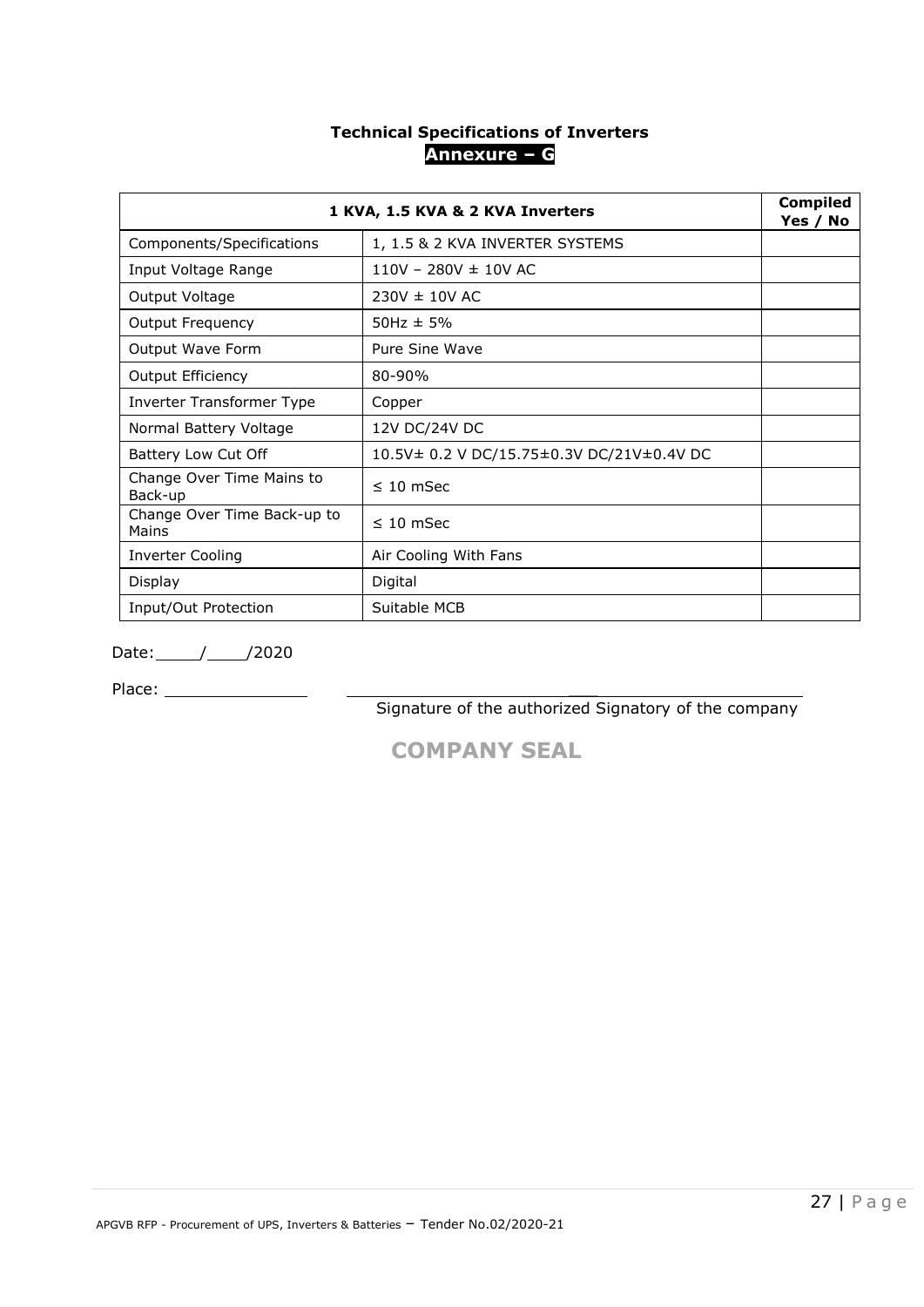## Technical Specifications of Inverters

**Annexure – G**

| 1 KVA, 1.5 KVA & 2 KVA Inverters | | Compiled Yes / No |
|---|---|---|
| Components/Specifications | 1, 1.5 & 2 KVA INVERTER SYSTEMS | |
| Input Voltage Range | 110V – 280V ± 10V AC | |
| Output Voltage | 230V ± 10V AC | |
| Output Frequency | 50Hz ± 5% | |
| Output Wave Form | Pure Sine Wave | |
| Output Efficiency | 80-90% | |
| Inverter Transformer Type | Copper | |
| Normal Battery Voltage | 12V DC/24V DC | |
| Battery Low Cut Off | 10.5V± 0.2 V DC/15.75±0.3V DC/21V±0.4V DC | |
| Change Over Time Mains to Back-up | ≤ 10 mSec | |
| Change Over Time Back-up to Mains | ≤ 10 mSec | |
| Inverter Cooling | Air Cooling With Fans | |
| Display | Digital | |
| Input/Out Protection | Suitable MCB | |

Date: ____/____/2020

Place: ______________

Signature of the authorized Signatory of the company

**COMPANY SEAL**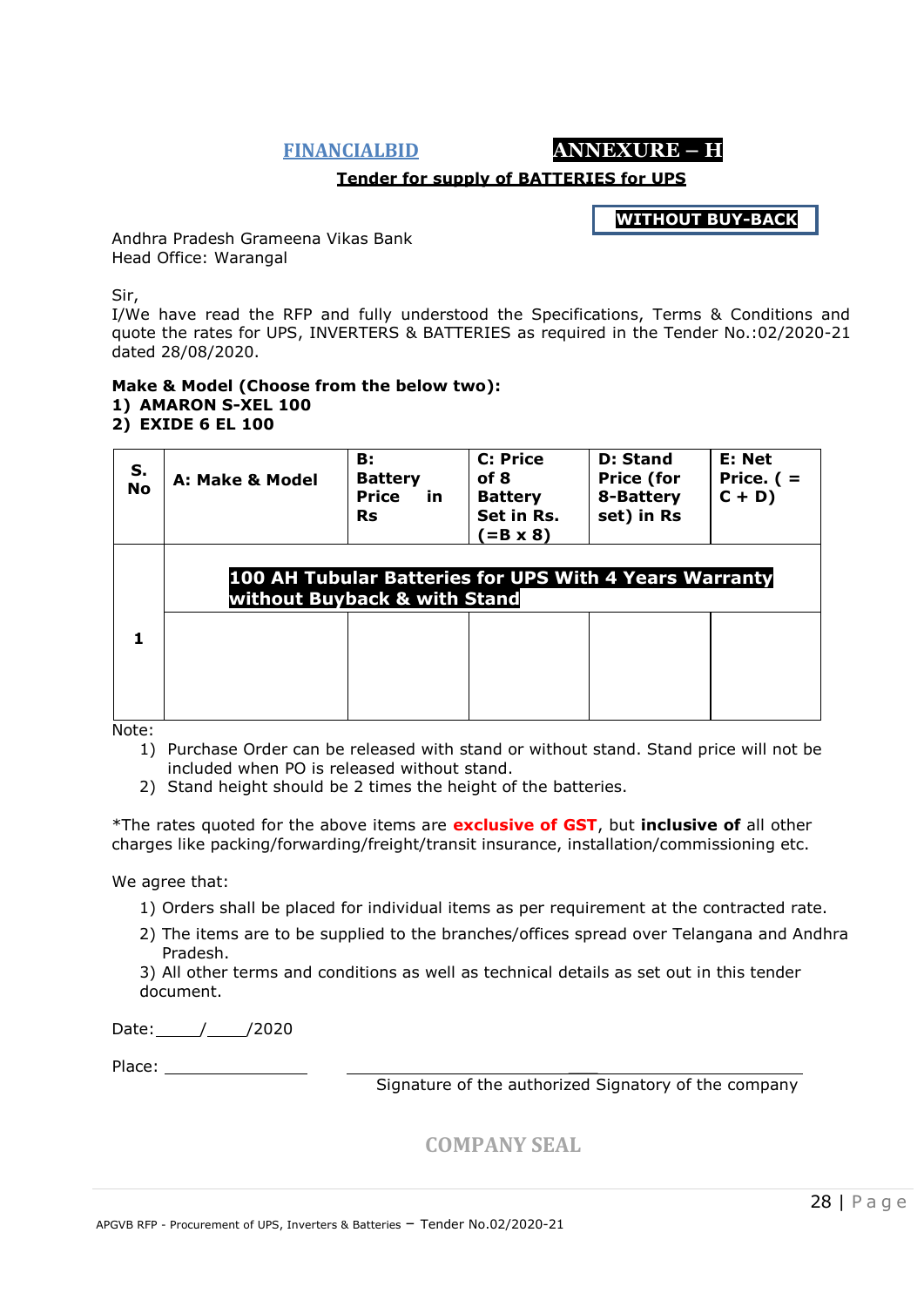**FINANCIALBID** **ANNEXURE – H**

**Tender for supply of BATTERIES for UPS**

**WITHOUT BUY-BACK**

Andhra Pradesh Grameena Vikas Bank
Head Office: Warangal

Sir,
I/We have read the RFP and fully understood the Specifications, Terms & Conditions and quote the rates for UPS, INVERTERS & BATTERIES as required in the Tender No.:02/2020-21 dated 28/08/2020.

**Make & Model (Choose from the below two):**
**1) AMARON S-XEL 100**
**2) EXIDE 6 EL 100**

| S. No | A: Make & Model | B: Battery Price in Rs | C: Price of 8 Battery Set in Rs. (=B x 8) | D: Stand Price (for 8-Battery set) in Rs | E: Net Price. ( = C + D) |
|---|---|---|---|---|---|
| 1 | **100 AH Tubular Batteries for UPS With 4 Years Warranty without Buyback & with Stand** | | | | |
| | | | | | |

Note:

1) Purchase Order can be released with stand or without stand. Stand price will not be included when PO is released without stand.
2) Stand height should be 2 times the height of the batteries.

*The rates quoted for the above items are **exclusive of GST**, but **inclusive of** all other charges like packing/forwarding/freight/transit insurance, installation/commissioning etc.

We agree that:

1) Orders shall be placed for individual items as per requirement at the contracted rate.
2) The items are to be supplied to the branches/offices spread over Telangana and Andhra Pradesh.
3) All other terms and conditions as well as technical details as set out in this tender document.

Date:\_\_\_\_\_/\_\_\_\_\_/2020

Place: \_\_\_\_\_\_\_\_\_\_\_\_\_\_\_\_

Signature of the authorized Signatory of the company

**COMPANY SEAL**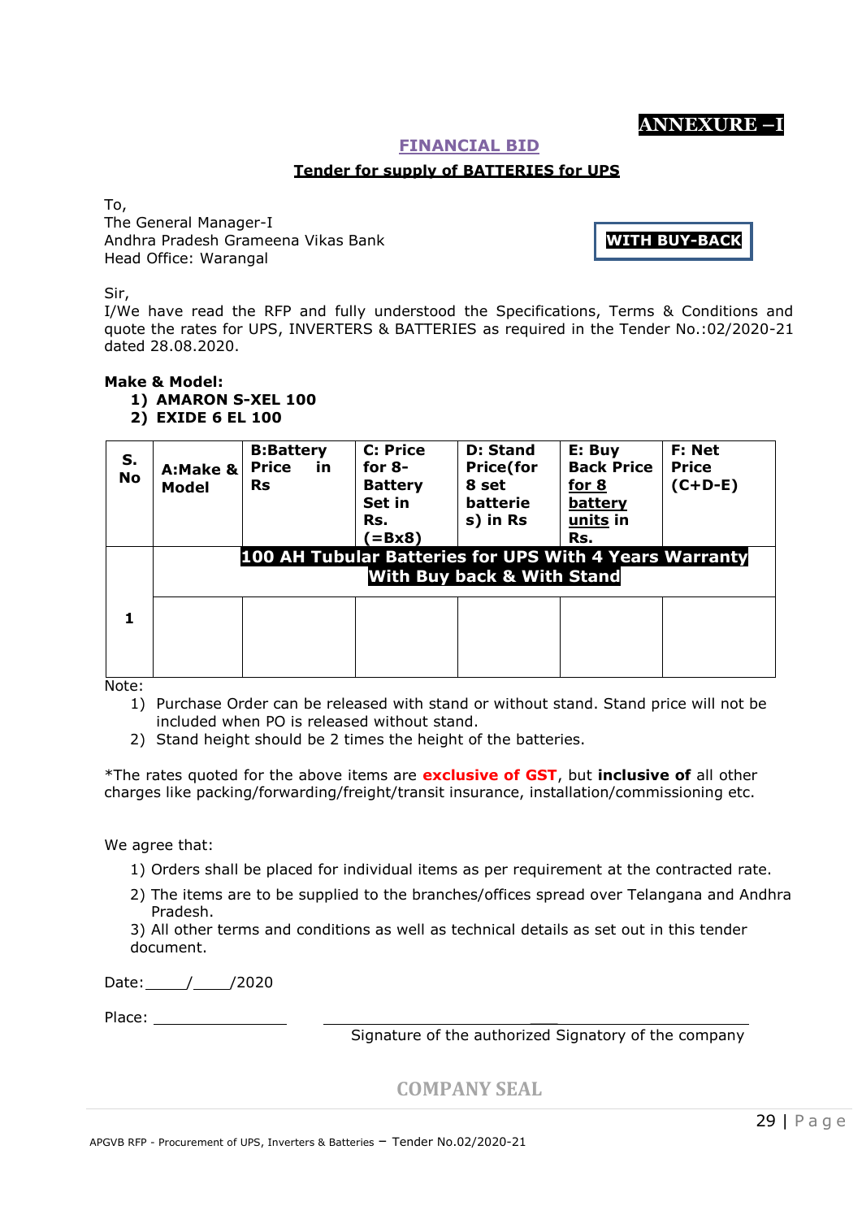**ANNEXURE –I**

## FINANCIAL BID

### Tender for supply of BATTERIES for UPS

To,
The General Manager-I
Andhra Pradesh Grameena Vikas Bank
Head Office: Warangal

**WITH BUY-BACK**

Sir,
I/We have read the RFP and fully understood the Specifications, Terms & Conditions and quote the rates for UPS, INVERTERS & BATTERIES as required in the Tender No.:02/2020-21 dated 28.08.2020.

**Make & Model:**

1) **AMARON S-XEL 100**
2) **EXIDE 6 EL 100**

| S. No | A:Make & Model | B:Battery Price in Rs | C: Price for 8-Battery Set in Rs. (=Bx8) | D: Stand Price(for 8 set batteries) in Rs | E: Buy Back Price for 8 battery units in Rs. | F: Net Price (C+D-E) |
|---|---|---|---|---|---|---|
| 1 | **100 AH Tubular Batteries for UPS With 4 Years Warranty With Buy back & With Stand** | | | | | |
| | | | | | | |

Note:

1) Purchase Order can be released with stand or without stand. Stand price will not be included when PO is released without stand.
2) Stand height should be 2 times the height of the batteries.

*The rates quoted for the above items are **exclusive of GST**, but **inclusive of** all other charges like packing/forwarding/freight/transit insurance, installation/commissioning etc.

We agree that:

1) Orders shall be placed for individual items as per requirement at the contracted rate.
2) The items are to be supplied to the branches/offices spread over Telangana and Andhra Pradesh.
3) All other terms and conditions as well as technical details as set out in this tender document.

Date: _____/_____/2020

Place: ________________

Signature of the authorized Signatory of the company

COMPANY SEAL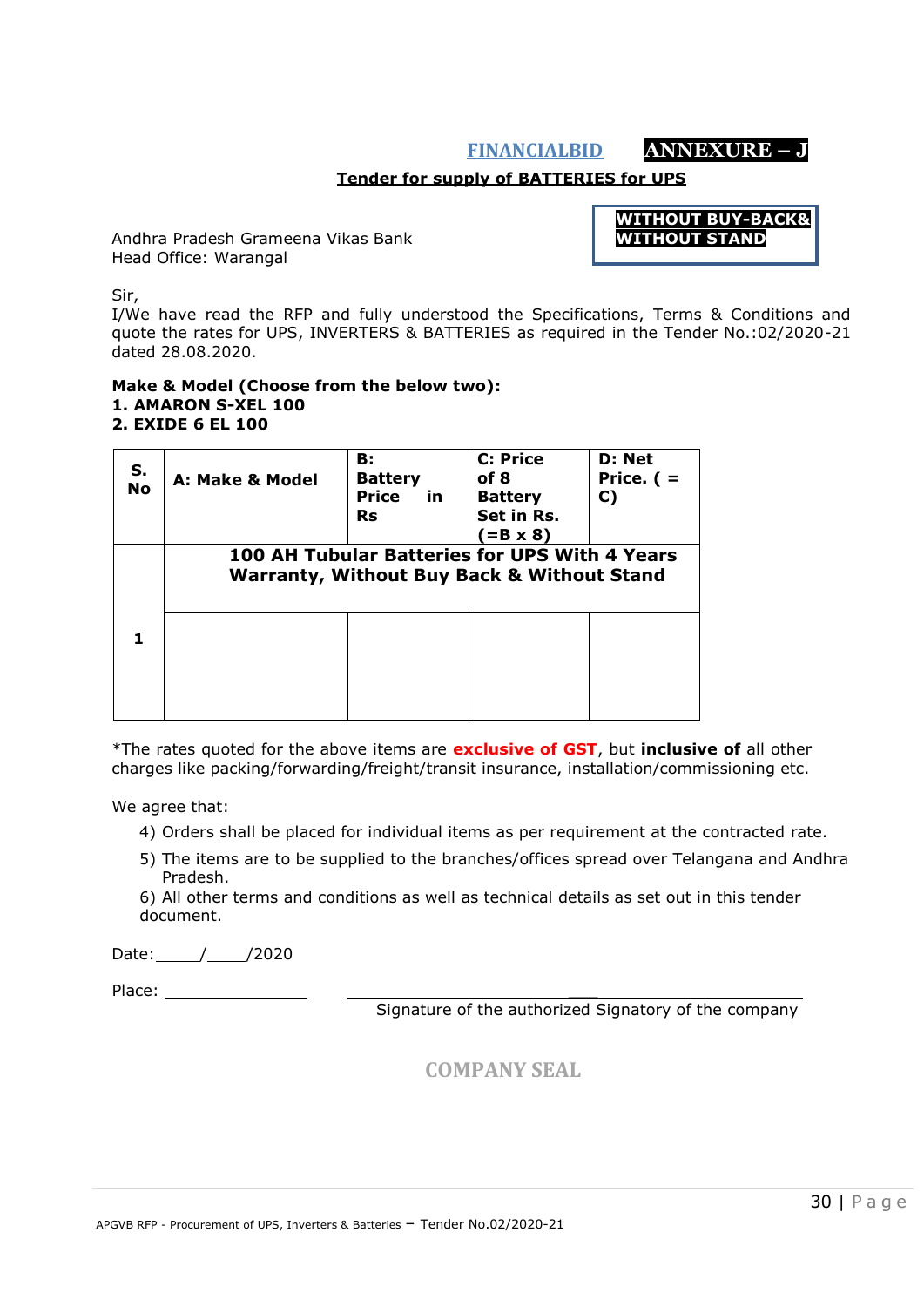**FINANCIALBID** **ANNEXURE – J**

**Tender for supply of BATTERIES for UPS**

**WITHOUT BUY-BACK& WITHOUT STAND**

Andhra Pradesh Grameena Vikas Bank
Head Office: Warangal

Sir,
I/We have read the RFP and fully understood the Specifications, Terms & Conditions and quote the rates for UPS, INVERTERS & BATTERIES as required in the Tender No.:02/2020-21 dated 28.08.2020.

**Make & Model (Choose from the below two):**
**1. AMARON S-XEL 100**
**2. EXIDE 6 EL 100**

| S. No | A: Make & Model | B: Battery Price in Rs | C: Price of 8 Battery Set in Rs. (=B x 8) | D: Net Price. ( = C) |
|---|---|---|---|---|
| 1 | **100 AH Tubular Batteries for UPS With 4 Years Warranty, Without Buy Back & Without Stand** | | | |
| | | | | |

*The rates quoted for the above items are **exclusive of GST**, but **inclusive of** all other charges like packing/forwarding/freight/transit insurance, installation/commissioning etc.

We agree that:

4) Orders shall be placed for individual items as per requirement at the contracted rate.
5) The items are to be supplied to the branches/offices spread over Telangana and Andhra Pradesh.
6) All other terms and conditions as well as technical details as set out in this tender document.

Date:\_\_\_\_\_/\_\_\_\_/2020

Place: \_\_\_\_\_\_\_\_\_\_\_\_\_\_\_\_

Signature of the authorized Signatory of the company

COMPANY SEAL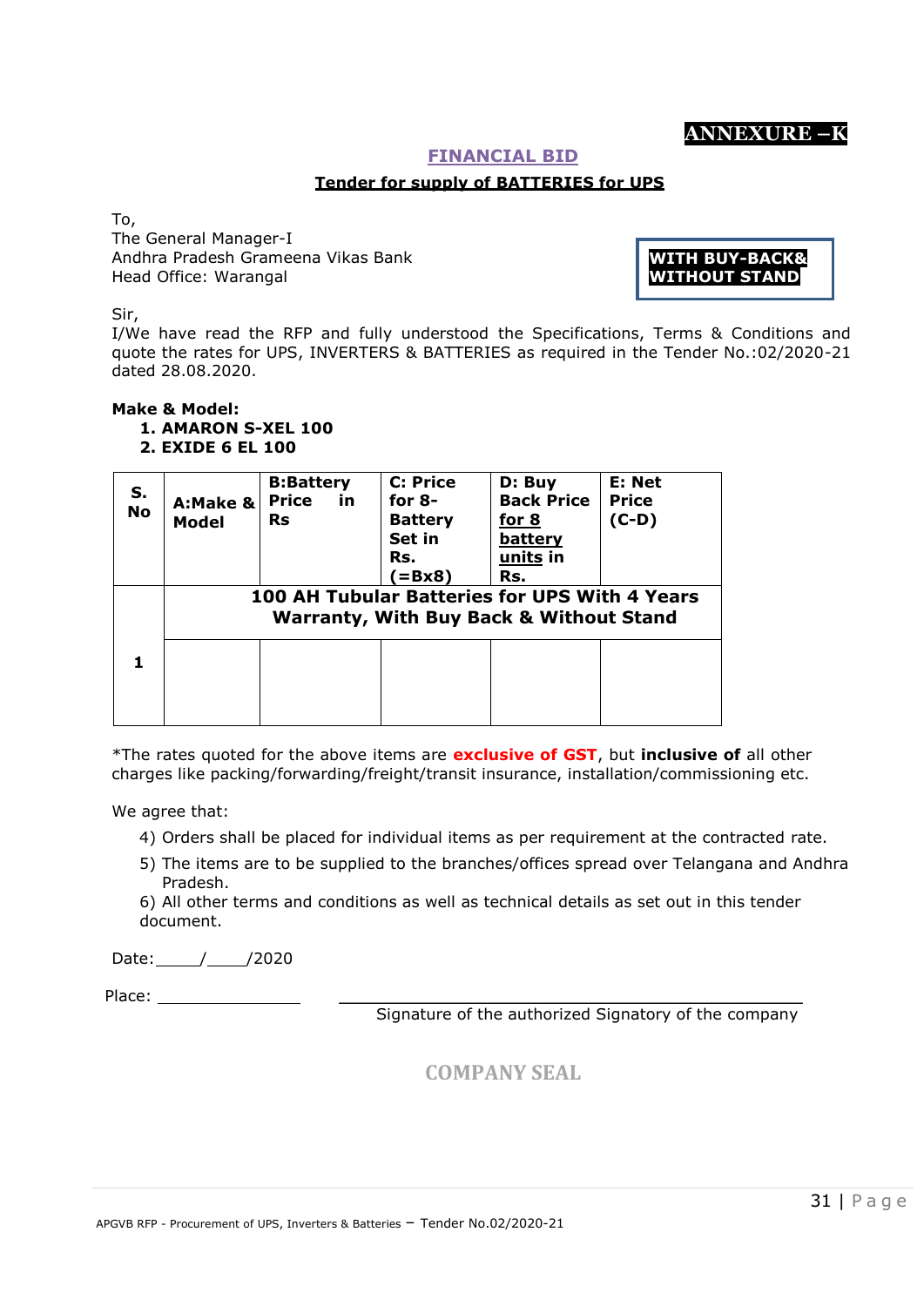**ANNEXURE –K**

## FINANCIAL BID

### Tender for supply of BATTERIES for UPS

To,
The General Manager-I
Andhra Pradesh Grameena Vikas Bank
Head Office: Warangal

**WITH BUY-BACK& WITHOUT STAND**

Sir,
I/We have read the RFP and fully understood the Specifications, Terms & Conditions and quote the rates for UPS, INVERTERS & BATTERIES as required in the Tender No.:02/2020-21 dated 28.08.2020.

**Make & Model:**

1. **AMARON S-XEL 100**
2. **EXIDE 6 EL 100**

| S. No | A:Make & Model | B:Battery Price in Rs | C: Price for 8-Battery Set in Rs. (=Bx8) | D: Buy Back Price for 8 battery units in Rs. | E: Net Price (C-D) |
|---|---|---|---|---|---|
| | **100 AH Tubular Batteries for UPS With 4 Years Warranty, With Buy Back & Without Stand** | | | | |
| 1 | | | | | |

*The rates quoted for the above items are **exclusive of GST**, but **inclusive of** all other charges like packing/forwarding/freight/transit insurance, installation/commissioning etc.

We agree that:

4) Orders shall be placed for individual items as per requirement at the contracted rate.
5) The items are to be supplied to the branches/offices spread over Telangana and Andhra Pradesh.
6) All other terms and conditions as well as technical details as set out in this tender document.

Date:\_\_\_\_/\_\_\_\_/2020

Place: \_\_\_\_\_\_\_\_\_\_\_\_\_\_

Signature of the authorized Signatory of the company

COMPANY SEAL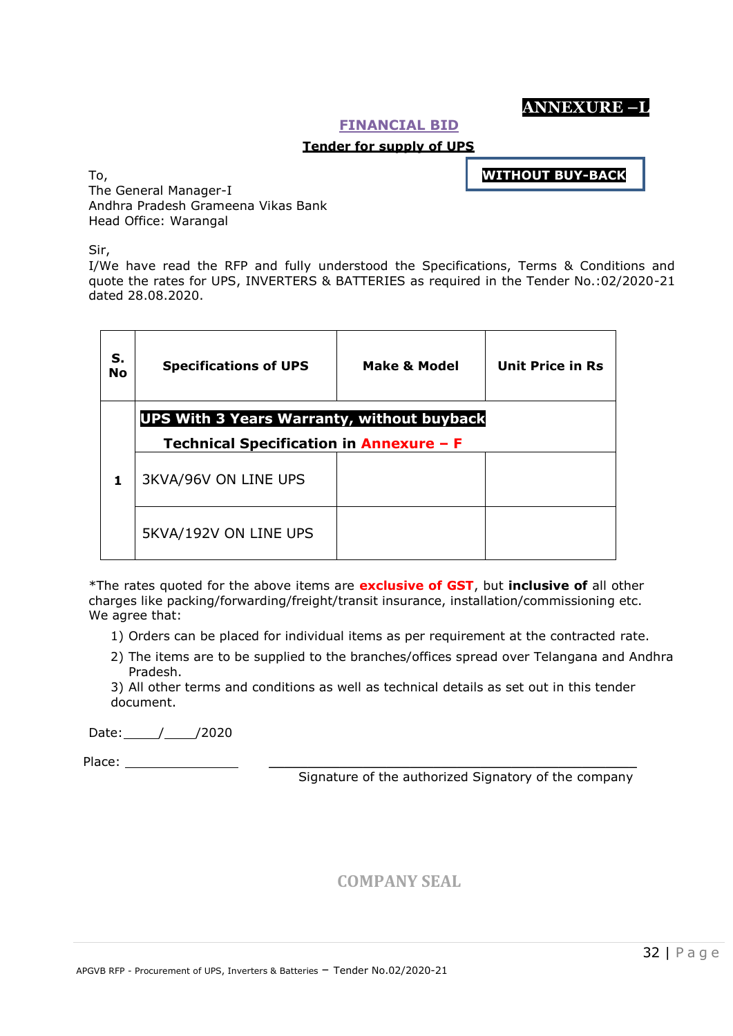**ANNEXURE –L**

## FINANCIAL BID

### Tender for supply of UPS

**WITHOUT BUY-BACK**

To,
The General Manager-I
Andhra Pradesh Grameena Vikas Bank
Head Office: Warangal

Sir,
I/We have read the RFP and fully understood the Specifications, Terms & Conditions and quote the rates for UPS, INVERTERS & BATTERIES as required in the Tender No.:02/2020-21 dated 28.08.2020.

| S. No | Specifications of UPS | Make & Model | Unit Price in Rs |
|---|---|---|---|
| 1 | **UPS With 3 Years Warranty, without buyback** **Technical Specification in Annexure – F** | | |
| | 3KVA/96V ON LINE UPS | | |
| | 5KVA/192V ON LINE UPS | | |

*The rates quoted for the above items are **exclusive of GST**, but **inclusive of** all other charges like packing/forwarding/freight/transit insurance, installation/commissioning etc.
We agree that:

1) Orders can be placed for individual items as per requirement at the contracted rate.
2) The items are to be supplied to the branches/offices spread over Telangana and Andhra Pradesh.
3) All other terms and conditions as well as technical details as set out in this tender document.

Date:\_\_\_\_\_/\_\_\_\_\_/2020

Place: \_\_\_\_\_\_\_\_\_\_\_\_\_\_\_\_

Signature of the authorized Signatory of the company

COMPANY SEAL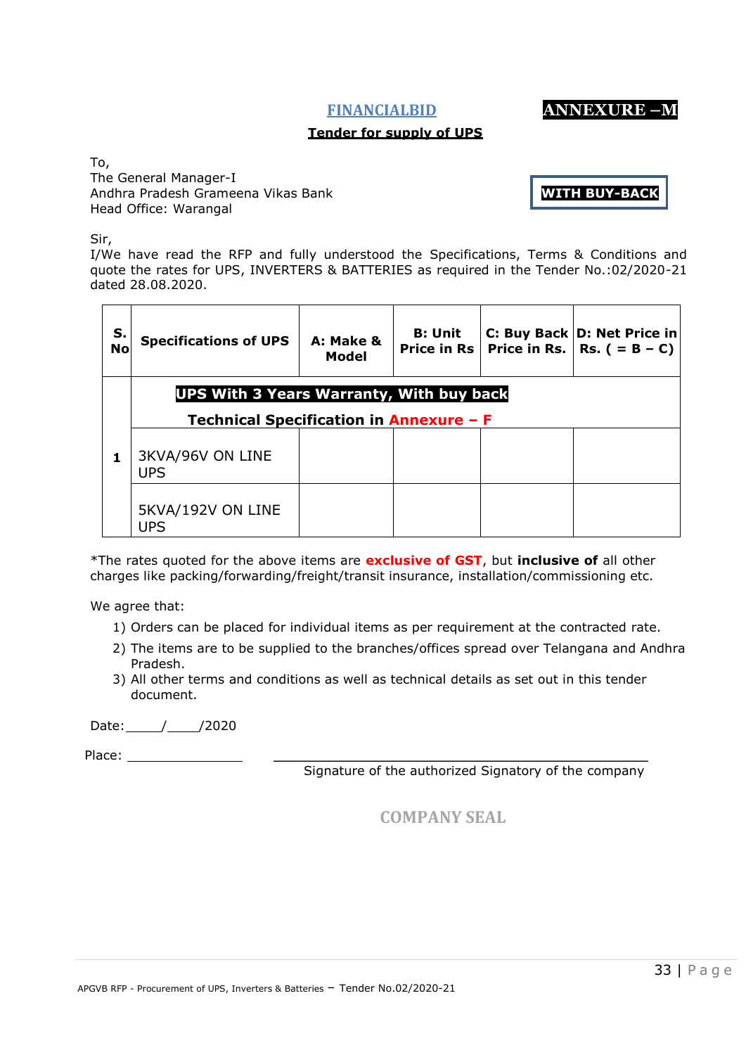## FINANCIALBID

**ANNEXURE –M**

**Tender for supply of UPS**

To,
The General Manager-I
Andhra Pradesh Grameena Vikas Bank
Head Office: Warangal

**WITH BUY-BACK**

Sir,
I/We have read the RFP and fully understood the Specifications, Terms & Conditions and quote the rates for UPS, INVERTERS & BATTERIES as required in the Tender No.:02/2020-21 dated 28.08.2020.

| S. No | Specifications of UPS | A: Make & Model | B: Unit Price in Rs | C: Buy Back Price in Rs. | D: Net Price in Rs. ( = B – C) |
|---|---|---|---|---|---|
| | **UPS With 3 Years Warranty, With buy back** **Technical Specification in Annexure – F** | | | | |
| **1** | 3KVA/96V ON LINE UPS | | | | |
| | 5KVA/192V ON LINE UPS | | | | |

*The rates quoted for the above items are **exclusive of GST**, but **inclusive of** all other charges like packing/forwarding/freight/transit insurance, installation/commissioning etc.

We agree that:

1) Orders can be placed for individual items as per requirement at the contracted rate.
2) The items are to be supplied to the branches/offices spread over Telangana and Andhra Pradesh.
3) All other terms and conditions as well as technical details as set out in this tender document.

Date:_____/_____/2020

Place: ________________

Signature of the authorized Signatory of the company

COMPANY SEAL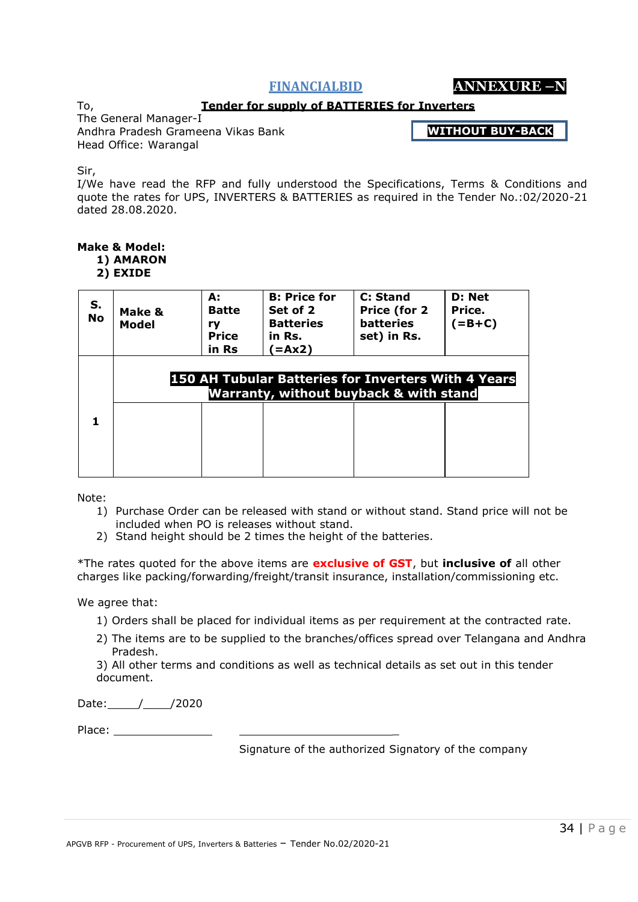**FINANCIALBID** **ANNEXURE –N**

**Tender for supply of BATTERIES for Inverters**

To,
The General Manager-I
Andhra Pradesh Grameena Vikas Bank
Head Office: Warangal

**WITHOUT BUY-BACK**

Sir,
I/We have read the RFP and fully understood the Specifications, Terms & Conditions and quote the rates for UPS, INVERTERS & BATTERIES as required in the Tender No.:02/2020-21 dated 28.08.2020.

**Make & Model:**
1) **AMARON**
2) **EXIDE**

| S. No | Make & Model | A: Battery Price in Rs | B: Price for Set of 2 Batteries in Rs. (=Ax2) | C: Stand Price (for 2 batteries set) in Rs. | D: Net Price. (=B+C) |
|---|---|---|---|---|---|
| 1 | **150 AH Tubular Batteries for Inverters With 4 Years Warranty, without buyback & with stand** | | | | |
| | | | | | |

Note:
1) Purchase Order can be released with stand or without stand. Stand price will not be included when PO is releases without stand.
2) Stand height should be 2 times the height of the batteries.

*The rates quoted for the above items are **exclusive of GST**, but **inclusive of** all other charges like packing/forwarding/freight/transit insurance, installation/commissioning etc.

We agree that:
1) Orders shall be placed for individual items as per requirement at the contracted rate.
2) The items are to be supplied to the branches/offices spread over Telangana and Andhra Pradesh.
3) All other terms and conditions as well as technical details as set out in this tender document.

Date:\_\_\_\_\_/\_\_\_\_\_/2020

Place: \_\_\_\_\_\_\_\_\_\_\_\_\_\_\_\_

Signature of the authorized Signatory of the company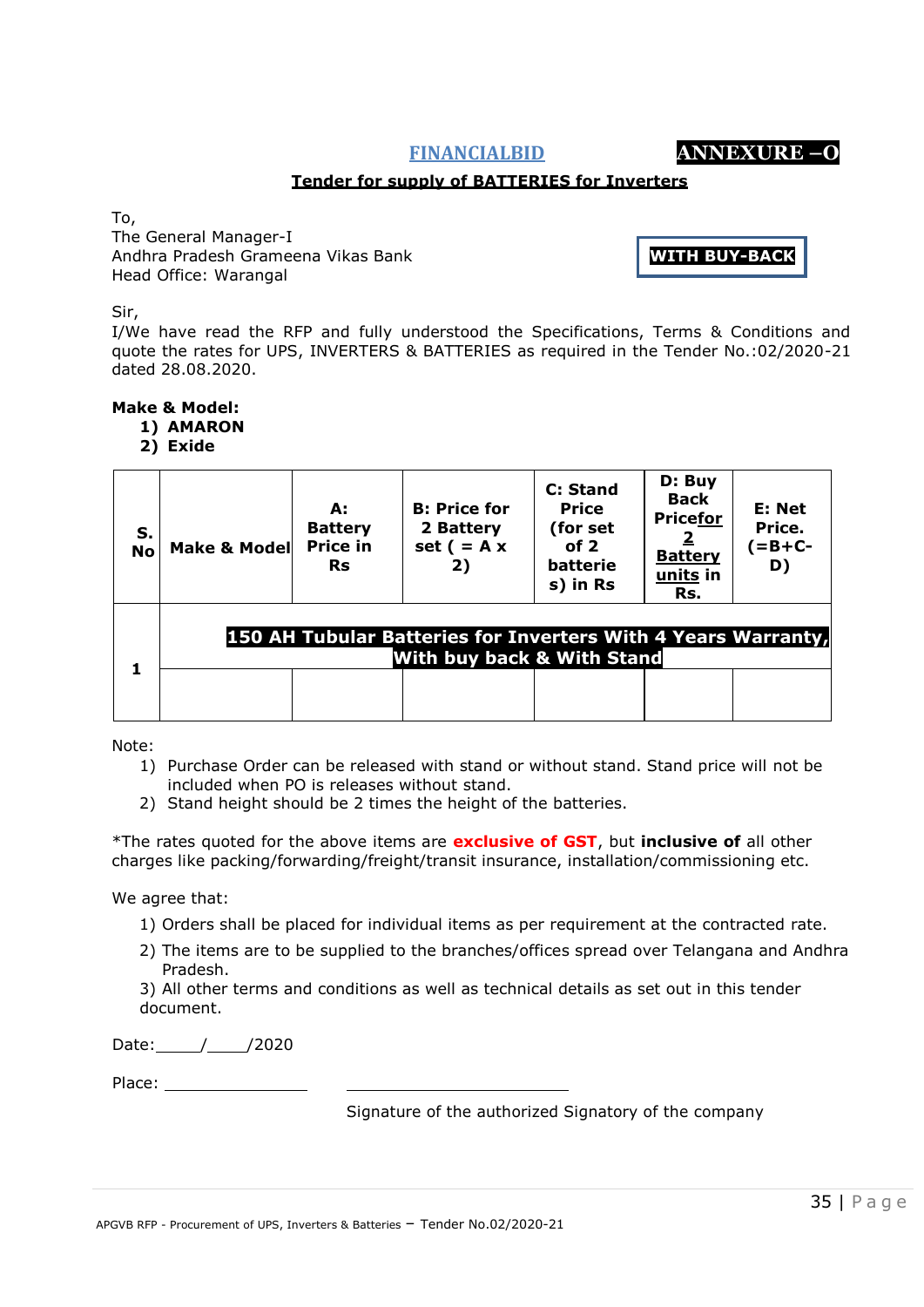**FINANCIALBID** **ANNEXURE –O**

**Tender for supply of BATTERIES for Inverters**

To,
The General Manager-I
Andhra Pradesh Grameena Vikas Bank
Head Office: Warangal

**WITH BUY-BACK**

Sir,
I/We have read the RFP and fully understood the Specifications, Terms & Conditions and quote the rates for UPS, INVERTERS & BATTERIES as required in the Tender No.:02/2020-21 dated 28.08.2020.

**Make & Model:**

1) **AMARON**
2) **Exide**

| S. No | Make & Model | A: Battery Price in Rs | B: Price for 2 Battery set ( = A x 2) | C: Stand Price (for set of 2 batteries) in Rs | D: Buy Back Pricefor 2 Battery units in Rs. | E: Net Price. (=B+C-D) |
|---|---|---|---|---|---|---|
| 1 | **150 AH Tubular Batteries for Inverters With 4 Years Warranty, With buy back & With Stand** | | | | | |
| | | | | | | |

Note:

1) Purchase Order can be released with stand or without stand. Stand price will not be included when PO is releases without stand.
2) Stand height should be 2 times the height of the batteries.

*The rates quoted for the above items are **exclusive of GST**, but **inclusive of** all other charges like packing/forwarding/freight/transit insurance, installation/commissioning etc.

We agree that:

1) Orders shall be placed for individual items as per requirement at the contracted rate.
2) The items are to be supplied to the branches/offices spread over Telangana and Andhra Pradesh.
3) All other terms and conditions as well as technical details as set out in this tender document.

Date:\_\_\_\_\_/\_\_\_\_\_/2020

Place: \_\_\_\_\_\_\_\_\_\_\_\_\_\_\_\_ \_\_\_\_\_\_\_\_\_\_\_\_\_\_\_\_\_\_\_\_\_\_\_\_\_\_

Signature of the authorized Signatory of the company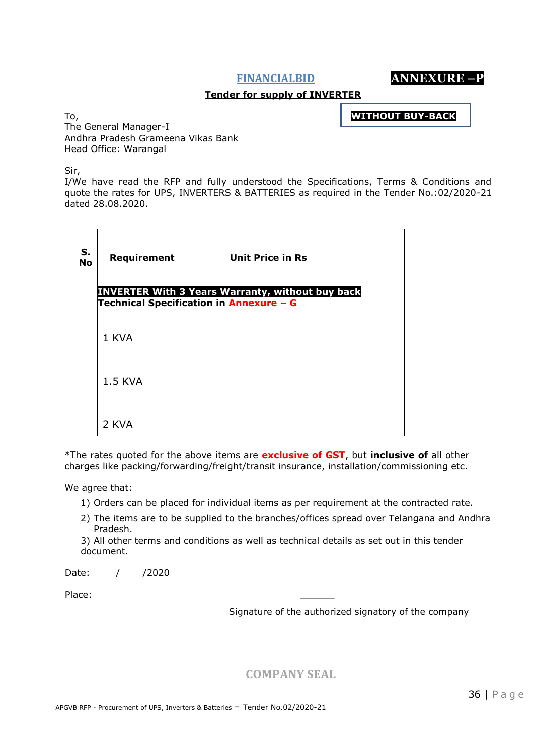## FINANCIALBID

**ANNEXURE –P**

**Tender for supply of INVERTER**

**WITHOUT BUY-BACK**

To,
The General Manager-I
Andhra Pradesh Grameena Vikas Bank
Head Office: Warangal

Sir,
I/We have read the RFP and fully understood the Specifications, Terms & Conditions and quote the rates for UPS, INVERTERS & BATTERIES as required in the Tender No.:02/2020-21 dated 28.08.2020.

| S. No | Requirement | Unit Price in Rs |
|---|---|---|
| | **INVERTER With 3 Years Warranty, without buy back** **Technical Specification in Annexure – G** | |
| | 1 KVA | |
| | 1.5 KVA | |
| | 2 KVA | |

*The rates quoted for the above items are **exclusive of GST**, but **inclusive of** all other charges like packing/forwarding/freight/transit insurance, installation/commissioning etc.

We agree that:

1) Orders can be placed for individual items as per requirement at the contracted rate.
2) The items are to be supplied to the branches/offices spread over Telangana and Andhra Pradesh.
3) All other terms and conditions as well as technical details as set out in this tender document.

Date:_____/_____/2020

Place: ________________

Signature of the authorized signatory of the company

COMPANY SEAL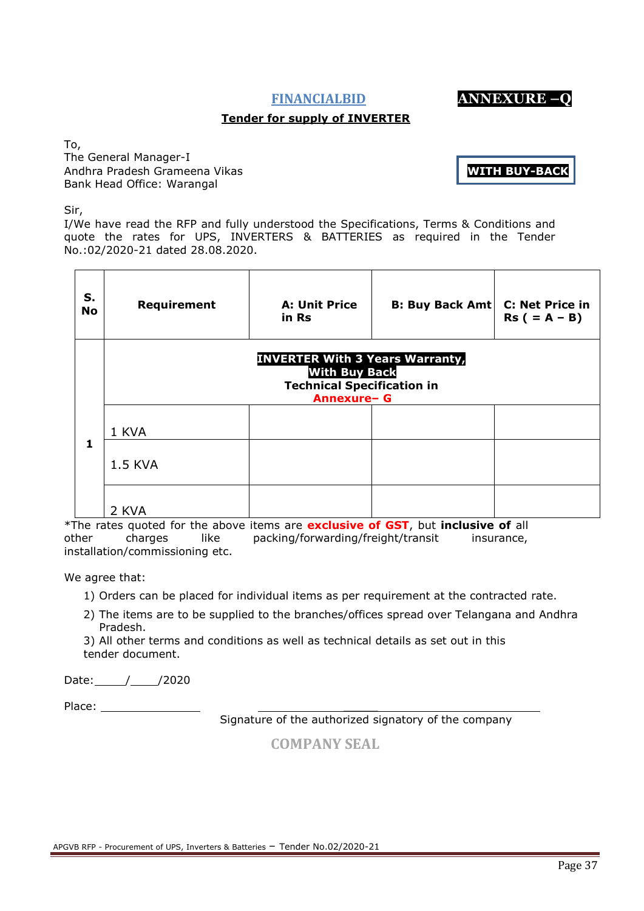## FINANCIALBID

**ANNEXURE –Q**

**Tender for supply of INVERTER**

To,
The General Manager-I
Andhra Pradesh Grameena Vikas
Bank Head Office: Warangal

**WITH BUY-BACK**

Sir,

I/We have read the RFP and fully understood the Specifications, Terms & Conditions and quote the rates for UPS, INVERTERS & BATTERIES as required in the Tender No.:02/2020-21 dated 28.08.2020.

| S. No | Requirement | A: Unit Price in Rs | B: Buy Back Amt | C: Net Price in Rs ( = A – B) |
|---|---|---|---|---|
| 1 | **INVERTER With 3 Years Warranty, With Buy Back** **Technical Specification in Annexure– G** | | | |
| | 1 KVA | | | |
| | 1.5 KVA | | | |
| | 2 KVA | | | |

*The rates quoted for the above items are **exclusive of GST**, but **inclusive of** all other charges like packing/forwarding/freight/transit insurance, installation/commissioning etc.

We agree that:

1) Orders can be placed for individual items as per requirement at the contracted rate.
2) The items are to be supplied to the branches/offices spread over Telangana and Andhra Pradesh.
3) All other terms and conditions as well as technical details as set out in this tender document.

Date:_____/_____/2020

Place: ________________

Signature of the authorized signatory of the company

COMPANY SEAL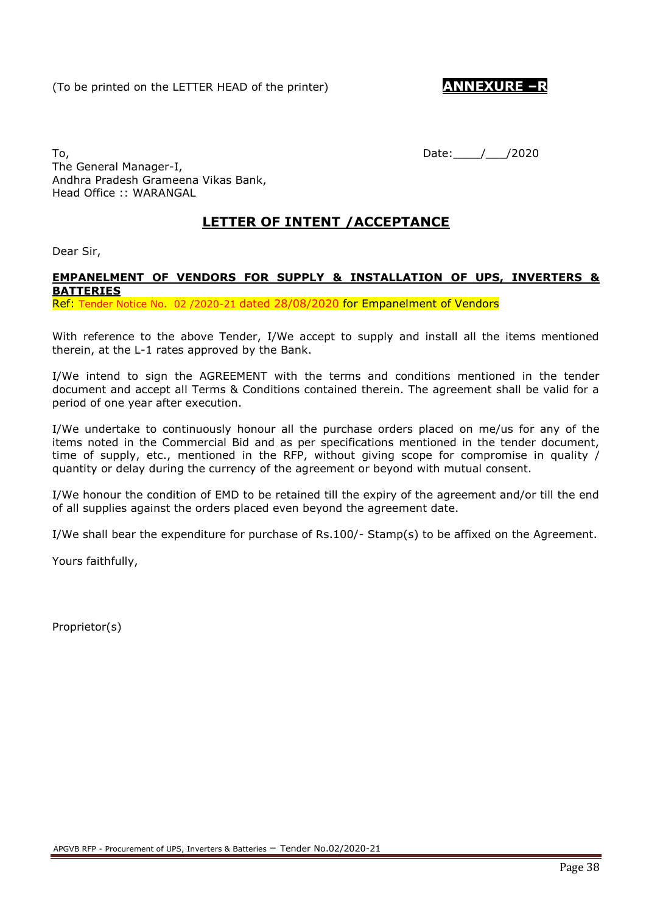(To be printed on the LETTER HEAD of the printer) **ANNEXURE –R**

To,
The General Manager-I,
Andhra Pradesh Grameena Vikas Bank,
Head Office :: WARANGAL

Date:____/___/2020

## LETTER OF INTENT /ACCEPTANCE

Dear Sir,

**EMPANELMENT OF VENDORS FOR SUPPLY & INSTALLATION OF UPS, INVERTERS & BATTERIES**

Ref: Tender Notice No. 02 /2020-21 dated 28/08/2020 for Empanelment of Vendors

With reference to the above Tender, I/We accept to supply and install all the items mentioned therein, at the L-1 rates approved by the Bank.

I/We intend to sign the AGREEMENT with the terms and conditions mentioned in the tender document and accept all Terms & Conditions contained therein. The agreement shall be valid for a period of one year after execution.

I/We undertake to continuously honour all the purchase orders placed on me/us for any of the items noted in the Commercial Bid and as per specifications mentioned in the tender document, time of supply, etc., mentioned in the RFP, without giving scope for compromise in quality / quantity or delay during the currency of the agreement or beyond with mutual consent.

I/We honour the condition of EMD to be retained till the expiry of the agreement and/or till the end of all supplies against the orders placed even beyond the agreement date.

I/We shall bear the expenditure for purchase of Rs.100/- Stamp(s) to be affixed on the Agreement.

Yours faithfully,

Proprietor(s)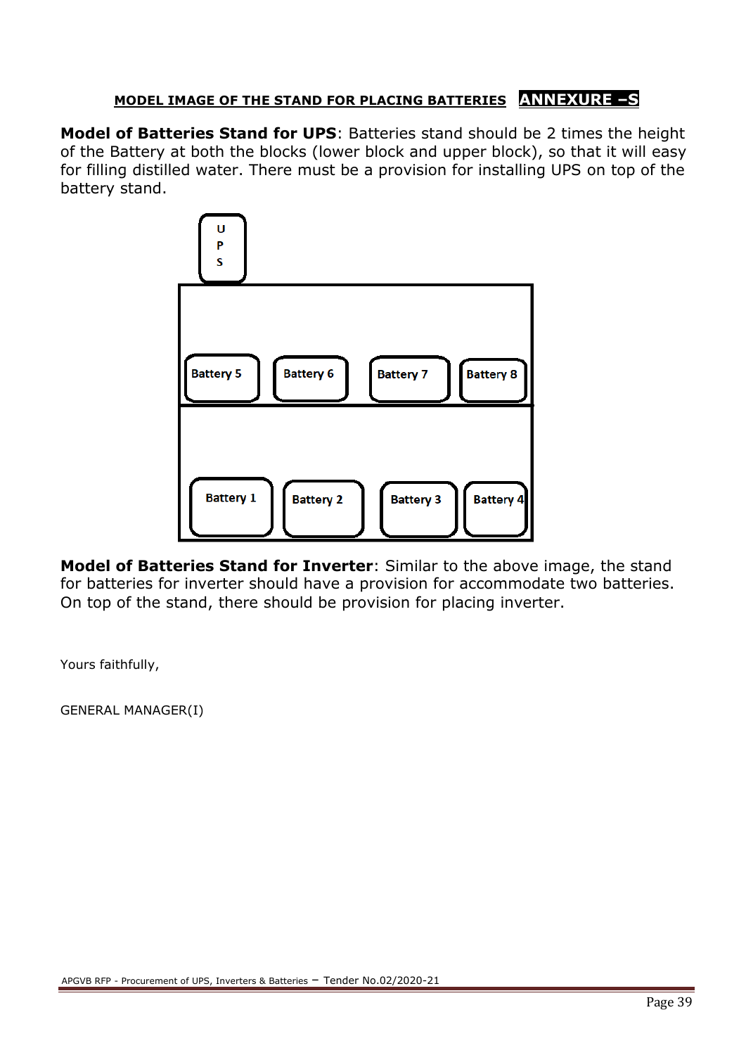## MODEL IMAGE OF THE STAND FOR PLACING BATTERIES **ANNEXURE –S**

**Model of Batteries Stand for UPS**: Batteries stand should be 2 times the height of the Battery at both the blocks (lower block and upper block), so that it will easy for filling distilled water. There must be a provision for installing UPS on top of the battery stand.

UPS

Battery 5 Battery 6 Battery 7 Battery 8

Battery 1 Battery 2 Battery 3 Battery 4

**Model of Batteries Stand for Inverter**: Similar to the above image, the stand for batteries for inverter should have a provision for accommodate two batteries. On top of the stand, there should be provision for placing inverter.

Yours faithfully,

GENERAL MANAGER(I)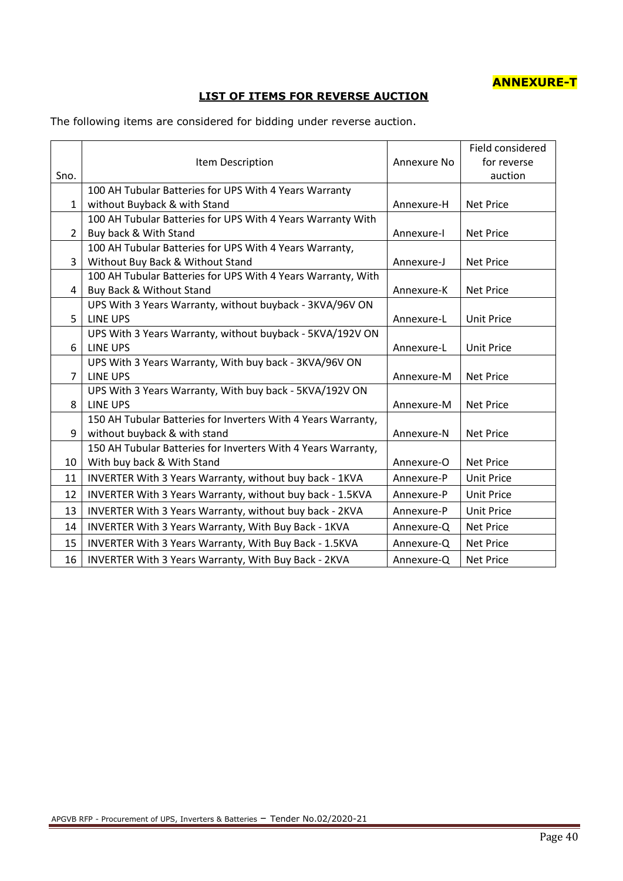**ANNEXURE-T**

## LIST OF ITEMS FOR REVERSE AUCTION

The following items are considered for bidding under reverse auction.

| Sno. | Item Description | Annexure No | Field considered for reverse auction |
|---|---|---|---|
| 1 | 100 AH Tubular Batteries for UPS With 4 Years Warranty without Buyback & with Stand | Annexure-H | Net Price |
| 2 | 100 AH Tubular Batteries for UPS With 4 Years Warranty With Buy back & With Stand | Annexure-I | Net Price |
| 3 | 100 AH Tubular Batteries for UPS With 4 Years Warranty, Without Buy Back & Without Stand | Annexure-J | Net Price |
| 4 | 100 AH Tubular Batteries for UPS With 4 Years Warranty, With Buy Back & Without Stand | Annexure-K | Net Price |
| 5 | UPS With 3 Years Warranty, without buyback - 3KVA/96V ON LINE UPS | Annexure-L | Unit Price |
| 6 | UPS With 3 Years Warranty, without buyback - 5KVA/192V ON LINE UPS | Annexure-L | Unit Price |
| 7 | UPS With 3 Years Warranty, With buy back - 3KVA/96V ON LINE UPS | Annexure-M | Net Price |
| 8 | UPS With 3 Years Warranty, With buy back - 5KVA/192V ON LINE UPS | Annexure-M | Net Price |
| 9 | 150 AH Tubular Batteries for Inverters With 4 Years Warranty, without buyback & with stand | Annexure-N | Net Price |
| 10 | 150 AH Tubular Batteries for Inverters With 4 Years Warranty, With buy back & With Stand | Annexure-O | Net Price |
| 11 | INVERTER With 3 Years Warranty, without buy back - 1KVA | Annexure-P | Unit Price |
| 12 | INVERTER With 3 Years Warranty, without buy back - 1.5KVA | Annexure-P | Unit Price |
| 13 | INVERTER With 3 Years Warranty, without buy back - 2KVA | Annexure-P | Unit Price |
| 14 | INVERTER With 3 Years Warranty, With Buy Back - 1KVA | Annexure-Q | Net Price |
| 15 | INVERTER With 3 Years Warranty, With Buy Back - 1.5KVA | Annexure-Q | Net Price |
| 16 | INVERTER With 3 Years Warranty, With Buy Back - 2KVA | Annexure-Q | Net Price |